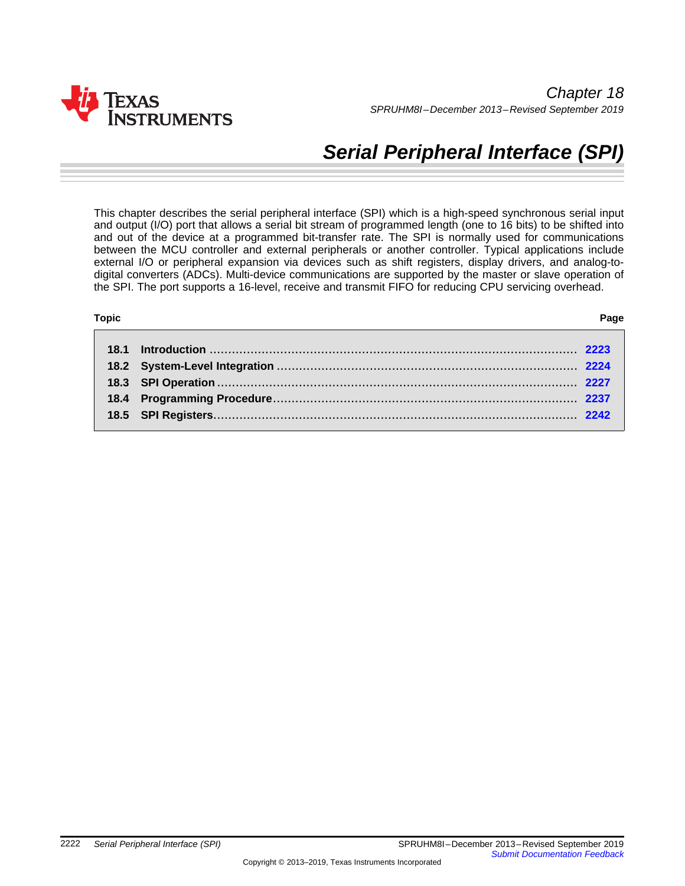Chapter 18

SPRUHM8I – December 2013 – Revised September 2019

# Serial Peripheral Interface (SPI)

This chapter describes the serial peripheral interface (SPI) which is a high-speed synchronous serial input and output (I/O) port that allows a serial bit stream of programmed length (one to 16 bits) to be shifted into and out of the device at a programmed bit-transfer rate. The SPI is normally used for communications between the MCU controller and external peripherals or another controller. Typical applications include external I/O or peripheral expansion via devices such as shift registers, display drivers, and analog-to-digital converters (ADCs). Multi-device communications are supported by the master or slave operation of the SPI. The port supports a 16-level, receive and transmit FIFO for reducing CPU servicing overhead.

| Topic | | Page |
|---|---|---|
| 18.1 | Introduction | 2223 |
| 18.2 | System-Level Integration | 2224 |
| 18.3 | SPI Operation | 2227 |
| 18.4 | Programming Procedure | 2237 |
| 18.5 | SPI Registers | 2242 |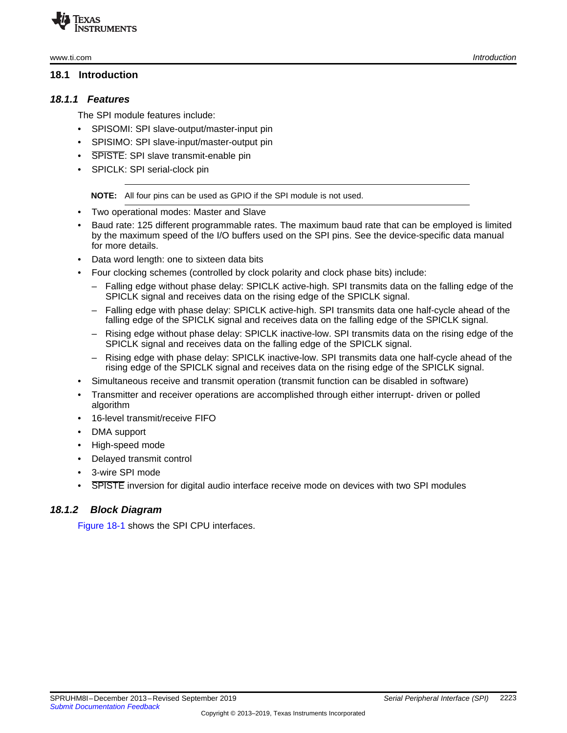## 18.1 Introduction

### *18.1.1 Features*

The SPI module features include:

- SPISOMI: SPI slave-output/master-input pin
- SPISIMO: SPI slave-input/master-output pin
- $\overline{\text{SPISTE}}$: SPI slave transmit-enable pin
- SPICLK: SPI serial-clock pin

> **NOTE:** All four pins can be used as GPIO if the SPI module is not used.

- Two operational modes: Master and Slave
- Baud rate: 125 different programmable rates. The maximum baud rate that can be employed is limited by the maximum speed of the I/O buffers used on the SPI pins. See the device-specific data manual for more details.
- Data word length: one to sixteen data bits
- Four clocking schemes (controlled by clock polarity and clock phase bits) include:
  - Falling edge without phase delay: SPICLK active-high. SPI transmits data on the falling edge of the SPICLK signal and receives data on the rising edge of the SPICLK signal.
  - Falling edge with phase delay: SPICLK active-high. SPI transmits data one half-cycle ahead of the falling edge of the SPICLK signal and receives data on the falling edge of the SPICLK signal.
  - Rising edge without phase delay: SPICLK inactive-low. SPI transmits data on the rising edge of the SPICLK signal and receives data on the falling edge of the SPICLK signal.
  - Rising edge with phase delay: SPICLK inactive-low. SPI transmits data one half-cycle ahead of the rising edge of the SPICLK signal and receives data on the rising edge of the SPICLK signal.
- Simultaneous receive and transmit operation (transmit function can be disabled in software)
- Transmitter and receiver operations are accomplished through either interrupt- driven or polled algorithm
- 16-level transmit/receive FIFO
- DMA support
- High-speed mode
- Delayed transmit control
- 3-wire SPI mode
- $\overline{\text{SPISTE}}$ inversion for digital audio interface receive mode on devices with two SPI modules

### *18.1.2 Block Diagram*

Figure 18-1 shows the SPI CPU interfaces.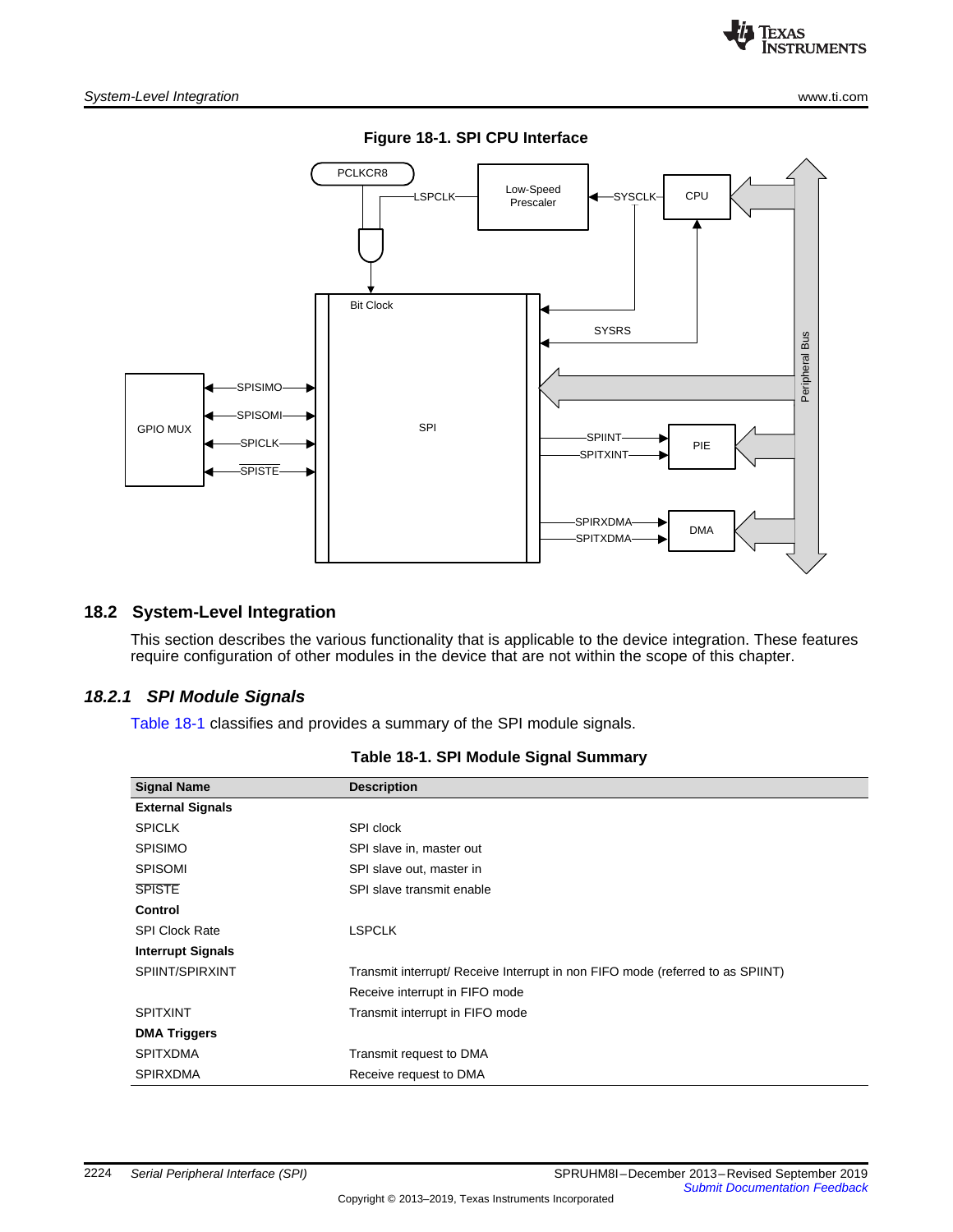**Figure 18-1. SPI CPU Interface**

## 18.2 System-Level Integration

This section describes the various functionality that is applicable to the device integration. These features require configuration of other modules in the device that are not within the scope of this chapter.

### *18.2.1 SPI Module Signals*

Table 18-1 classifies and provides a summary of the SPI module signals.

**Table 18-1. SPI Module Signal Summary**

| Signal Name | Description |
|---|---|
| **External Signals** | |
| SPICLK | SPI clock |
| SPISIMO | SPI slave in, master out |
| SPISOMI | SPI slave out, master in |
| $\overline{\text{SPISTE}}$ | SPI slave transmit enable |
| **Control** | |
| SPI Clock Rate | LSPCLK |
| **Interrupt Signals** | |
| SPIINT/SPIRXINT | Transmit interrupt/ Receive Interrupt in non FIFO mode (referred to as SPIINT) |
| | Receive interrupt in FIFO mode |
| SPITXINT | Transmit interrupt in FIFO mode |
| **DMA Triggers** | |
| SPITXDMA | Transmit request to DMA |
| SPIRXDMA | Receive request to DMA |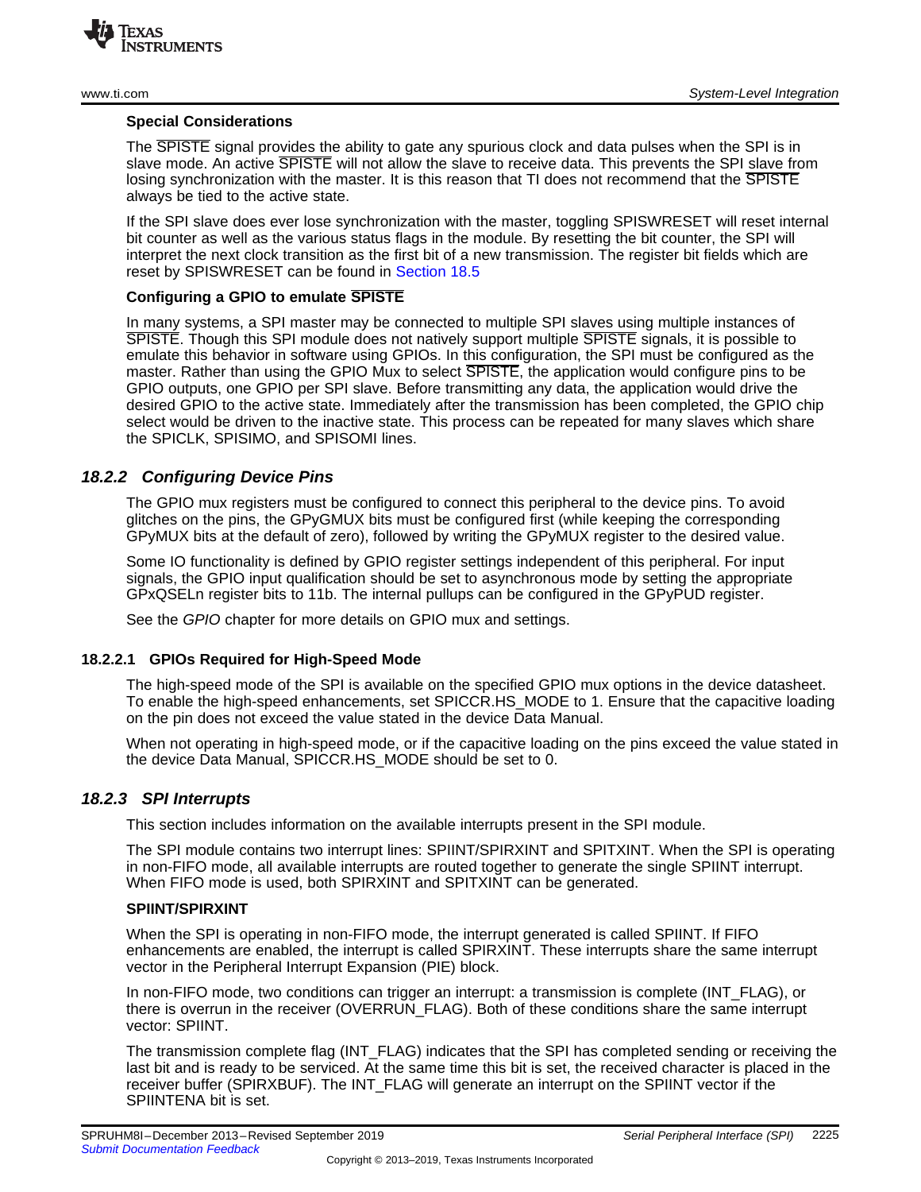**Special Considerations**

The SPISTE signal provides the ability to gate any spurious clock and data pulses when the SPI is in slave mode. An active SPISTE will not allow the slave to receive data. This prevents the SPI slave from losing synchronization with the master. It is this reason that TI does not recommend that the SPISTE always be tied to the active state.

If the SPI slave does ever lose synchronization with the master, toggling SPISWRESET will reset internal bit counter as well as the various status flags in the module. By resetting the bit counter, the SPI will interpret the next clock transition as the first bit of a new transmission. The register bit fields which are reset by SPISWRESET can be found in Section 18.5

**Configuring a GPIO to emulate SPISTE**

In many systems, a SPI master may be connected to multiple SPI slaves using multiple instances of SPISTE. Though this SPI module does not natively support multiple SPISTE signals, it is possible to emulate this behavior in software using GPIOs. In this configuration, the SPI must be configured as the master. Rather than using the GPIO Mux to select SPISTE, the application would configure pins to be GPIO outputs, one GPIO per SPI slave. Before transmitting any data, the application would drive the desired GPIO to the active state. Immediately after the transmission has been completed, the GPIO chip select would be driven to the inactive state. This process can be repeated for many slaves which share the SPICLK, SPISIMO, and SPISOMI lines.

### *18.2.2 Configuring Device Pins*

The GPIO mux registers must be configured to connect this peripheral to the device pins. To avoid glitches on the pins, the GPyGMUX bits must be configured first (while keeping the corresponding GPyMUX bits at the default of zero), followed by writing the GPyMUX register to the desired value.

Some IO functionality is defined by GPIO register settings independent of this peripheral. For input signals, the GPIO input qualification should be set to asynchronous mode by setting the appropriate GPxQSELn register bits to 11b. The internal pullups can be configured in the GPyPUD register.

See the *GPIO* chapter for more details on GPIO mux and settings.

#### 18.2.2.1 GPIOs Required for High-Speed Mode

The high-speed mode of the SPI is available on the specified GPIO mux options in the device datasheet. To enable the high-speed enhancements, set SPICCR.HS_MODE to 1. Ensure that the capacitive loading on the pin does not exceed the value stated in the device Data Manual.

When not operating in high-speed mode, or if the capacitive loading on the pins exceed the value stated in the device Data Manual, SPICCR.HS_MODE should be set to 0.

### *18.2.3 SPI Interrupts*

This section includes information on the available interrupts present in the SPI module.

The SPI module contains two interrupt lines: SPIINT/SPIRXINT and SPITXINT. When the SPI is operating in non-FIFO mode, all available interrupts are routed together to generate the single SPIINT interrupt. When FIFO mode is used, both SPIRXINT and SPITXINT can be generated.

**SPIINT/SPIRXINT**

When the SPI is operating in non-FIFO mode, the interrupt generated is called SPIINT. If FIFO enhancements are enabled, the interrupt is called SPIRXINT. These interrupts share the same interrupt vector in the Peripheral Interrupt Expansion (PIE) block.

In non-FIFO mode, two conditions can trigger an interrupt: a transmission is complete (INT_FLAG), or there is overrun in the receiver (OVERRUN_FLAG). Both of these conditions share the same interrupt vector: SPIINT.

The transmission complete flag (INT_FLAG) indicates that the SPI has completed sending or receiving the last bit and is ready to be serviced. At the same time this bit is set, the received character is placed in the receiver buffer (SPIRXBUF). The INT_FLAG will generate an interrupt on the SPIINT vector if the SPIINTENA bit is set.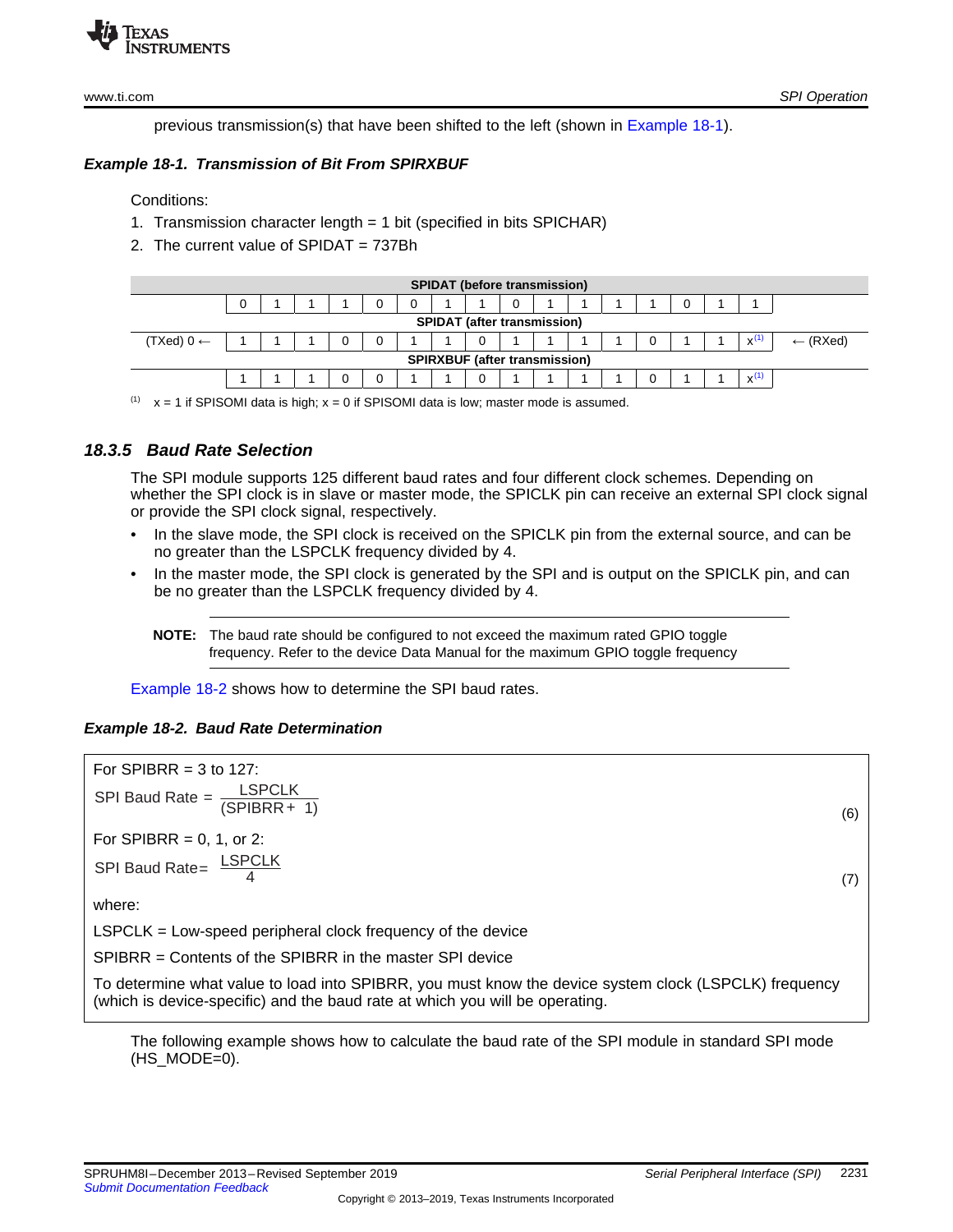previous transmission(s) that have been shifted to the left (shown in Example 18-1).

***Example 18-1. Transmission of Bit From SPIRXBUF***

Conditions:

1. Transmission character length = 1 bit (specified in bits SPICHAR)
2. The current value of SPIDAT = 737Bh

| | SPIDAT (before transmission) | | | | | | | | | | | | | | | | |
|---|---|---|---|---|---|---|---|---|---|---|---|---|---|---|---|---|---|
| | 0 | 1 | 1 | 1 | 0 | 0 | 1 | 1 | 0 | 1 | 1 | 1 | 1 | 0 | 1 | 1 | |
| | **SPIDAT (after transmission)** | | | | | | | | | | | | | | | | |
| (TXed) 0 ← | 1 | 1 | 1 | 0 | 0 | 1 | 1 | 0 | 1 | 1 | 1 | 1 | 0 | 1 | 1 | x[(1)] | ← (RXed) |
| | **SPIRXBUF (after transmission)** | | | | | | | | | | | | | | | | |
| | 1 | 1 | 1 | 0 | 0 | 1 | 1 | 0 | 1 | 1 | 1 | 1 | 0 | 1 | 1 | x[(1)] | |

(1) x = 1 if SPISOMI data is high; x = 0 if SPISOMI data is low; master mode is assumed.

### *18.3.5 Baud Rate Selection*

The SPI module supports 125 different baud rates and four different clock schemes. Depending on whether the SPI clock is in slave or master mode, the SPICLK pin can receive an external SPI clock signal or provide the SPI clock signal, respectively.

- In the slave mode, the SPI clock is received on the SPICLK pin from the external source, and can be no greater than the LSPCLK frequency divided by 4.
- In the master mode, the SPI clock is generated by the SPI and is output on the SPICLK pin, and can be no greater than the LSPCLK frequency divided by 4.

> **NOTE:** The baud rate should be configured to not exceed the maximum rated GPIO toggle frequency. Refer to the device Data Manual for the maximum GPIO toggle frequency

Example 18-2 shows how to determine the SPI baud rates.

***Example 18-2. Baud Rate Determination***

For SPIBRR = 3 to 127:

$$\text{SPI Baud Rate} = \frac{\text{LSPCLK}}{(\text{SPIBRR} + 1)} \tag{6}$$

For SPIBRR = 0, 1, or 2:

$$\text{SPI Baud Rate} = \frac{\text{LSPCLK}}{4} \tag{7}$$

where:

LSPCLK = Low-speed peripheral clock frequency of the device

SPIBRR = Contents of the SPIBRR in the master SPI device

To determine what value to load into SPIBRR, you must know the device system clock (LSPCLK) frequency (which is device-specific) and the baud rate at which you will be operating.

The following example shows how to calculate the baud rate of the SPI module in standard SPI mode (HS_MODE=0).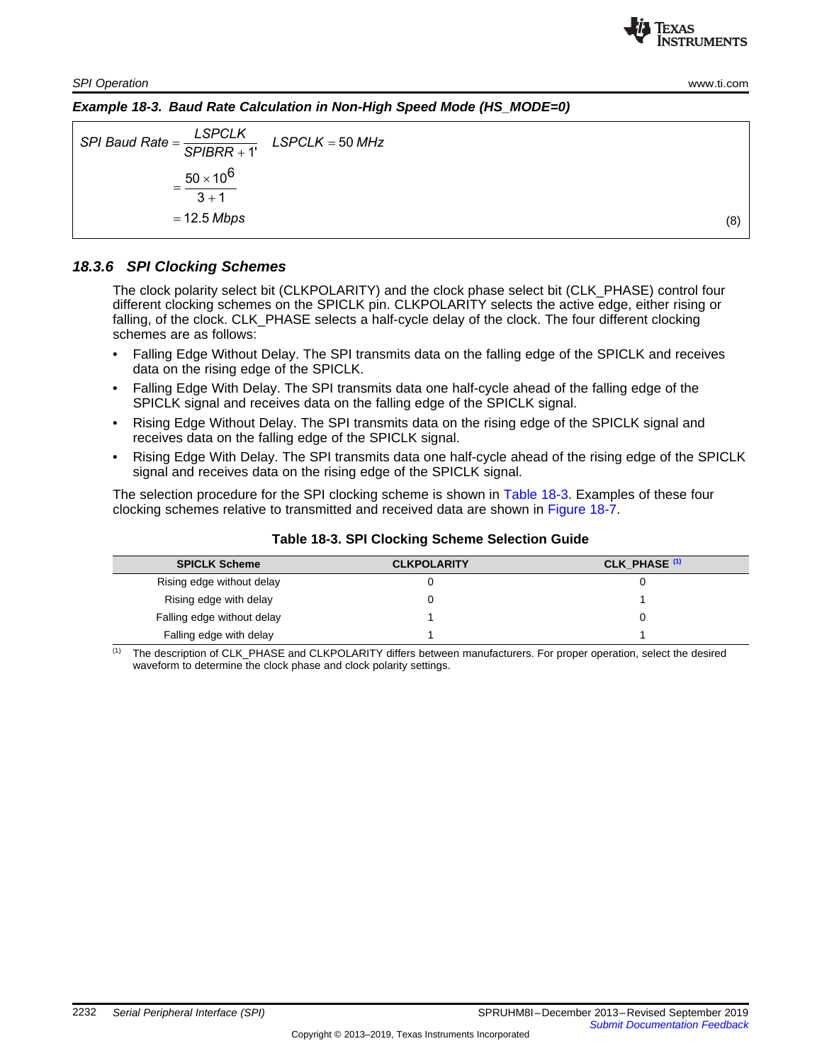**Example 18-3. Baud Rate Calculation in Non-High Speed Mode (HS_MODE=0)**

$$
\begin{aligned}
SPI\ Baud\ Rate &= \frac{LSPCLK}{SPIBRR + 1'} \quad LSPCLK = 50\ MHz \\
&= \frac{50 \times 10^6}{3 + 1} \\
&= 12.5\ Mbps
\end{aligned}
\tag{8}
$$

### 18.3.6 SPI Clocking Schemes

The clock polarity select bit (CLKPOLARITY) and the clock phase select bit (CLK_PHASE) control four different clocking schemes on the SPICLK pin. CLKPOLARITY selects the active edge, either rising or falling, of the clock. CLK_PHASE selects a half-cycle delay of the clock. The four different clocking schemes are as follows:

- Falling Edge Without Delay. The SPI transmits data on the falling edge of the SPICLK and receives data on the rising edge of the SPICLK.
- Falling Edge With Delay. The SPI transmits data one half-cycle ahead of the falling edge of the SPICLK signal and receives data on the falling edge of the SPICLK signal.
- Rising Edge Without Delay. The SPI transmits data on the rising edge of the SPICLK signal and receives data on the falling edge of the SPICLK signal.
- Rising Edge With Delay. The SPI transmits data one half-cycle ahead of the rising edge of the SPICLK signal and receives data on the rising edge of the SPICLK signal.

The selection procedure for the SPI clocking scheme is shown in Table 18-3. Examples of these four clocking schemes relative to transmitted and received data are shown in Figure 18-7.

**Table 18-3. SPI Clocking Scheme Selection Guide**

| SPICLK Scheme | CLKPOLARITY | CLK_PHASE [(1)] |
|---|---|---|
| Rising edge without delay | 0 | 0 |
| Rising edge with delay | 0 | 1 |
| Falling edge without delay | 1 | 0 |
| Falling edge with delay | 1 | 1 |

(1) The description of CLK_PHASE and CLKPOLARITY differs between manufacturers. For proper operation, select the desired waveform to determine the clock phase and clock polarity settings.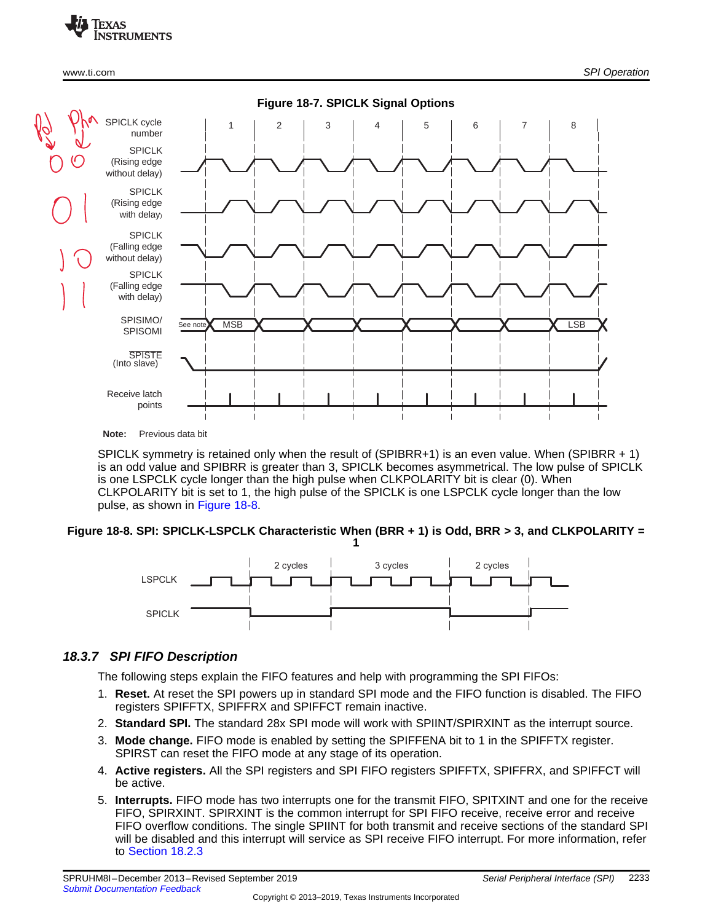**Figure 18-7. SPICLK Signal Options**

Note: Previous data bit

SPICLK symmetry is retained only when the result of (SPIBRR+1) is an even value. When (SPIBRR + 1) is an odd value and SPIBRR is greater than 3, SPICLK becomes asymmetrical. The low pulse of SPICLK is one LSPCLK cycle longer than the high pulse when CLKPOLARITY bit is clear (0). When CLKPOLARITY bit is set to 1, the high pulse of the SPICLK is one LSPCLK cycle longer than the low pulse, as shown in Figure 18-8.

**Figure 18-8. SPI: SPICLK-LSPCLK Characteristic When (BRR + 1) is Odd, BRR > 3, and CLKPOLARITY = 1**

### 18.3.7 SPI FIFO Description

The following steps explain the FIFO features and help with programming the SPI FIFOs:

1. **Reset.** At reset the SPI powers up in standard SPI mode and the FIFO function is disabled. The FIFO registers SPIFFTX, SPIFFRX and SPIFFCT remain inactive.
2. **Standard SPI.** The standard 28x SPI mode will work with SPIINT/SPIRXINT as the interrupt source.
3. **Mode change.** FIFO mode is enabled by setting the SPIFFENA bit to 1 in the SPIFFTX register. SPIRST can reset the FIFO mode at any stage of its operation.
4. **Active registers.** All the SPI registers and SPI FIFO registers SPIFFTX, SPIFFRX, and SPIFFCT will be active.
5. **Interrupts.** FIFO mode has two interrupts one for the transmit FIFO, SPITXINT and one for the receive FIFO, SPIRXINT. SPIRXINT is the common interrupt for SPI FIFO receive, receive error and receive FIFO overflow conditions. The single SPIINT for both transmit and receive sections of the standard SPI will be disabled and this interrupt will service as SPI receive FIFO interrupt. For more information, refer to Section 18.2.3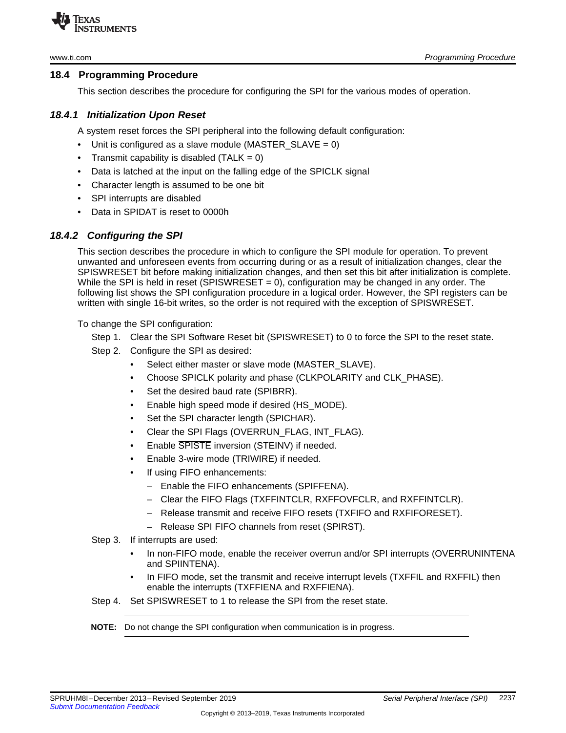## 18.4 Programming Procedure

This section describes the procedure for configuring the SPI for the various modes of operation.

### *18.4.1 Initialization Upon Reset*

A system reset forces the SPI peripheral into the following default configuration:

- Unit is configured as a slave module (MASTER_SLAVE = 0)
- Transmit capability is disabled (TALK = 0)
- Data is latched at the input on the falling edge of the SPICLK signal
- Character length is assumed to be one bit
- SPI interrupts are disabled
- Data in SPIDAT is reset to 0000h

### *18.4.2 Configuring the SPI*

This section describes the procedure in which to configure the SPI module for operation. To prevent unwanted and unforeseen events from occurring during or as a result of initialization changes, clear the SPISWRESET bit before making initialization changes, and then set this bit after initialization is complete. While the SPI is held in reset (SPISWRESET = 0), configuration may be changed in any order. The following list shows the SPI configuration procedure in a logical order. However, the SPI registers can be written with single 16-bit writes, so the order is not required with the exception of SPISWRESET.

To change the SPI configuration:

Step 1. Clear the SPI Software Reset bit (SPISWRESET) to 0 to force the SPI to the reset state.

Step 2. Configure the SPI as desired:

- Select either master or slave mode (MASTER_SLAVE).
- Choose SPICLK polarity and phase (CLKPOLARITY and CLK_PHASE).
- Set the desired baud rate (SPIBRR).
- Enable high speed mode if desired (HS_MODE).
- Set the SPI character length (SPICHAR).
- Clear the SPI Flags (OVERRUN_FLAG, INT_FLAG).
- Enable $\overline{\text{SPISTE}}$ inversion (STEINV) if needed.
- Enable 3-wire mode (TRIWIRE) if needed.
- If using FIFO enhancements:
  - Enable the FIFO enhancements (SPIFFENA).
  - Clear the FIFO Flags (TXFFINTCLR, RXFFOVFCLR, and RXFFINTCLR).
  - Release transmit and receive FIFO resets (TXFIFO and RXFIFORESET).
  - Release SPI FIFO channels from reset (SPIRST).

Step 3. If interrupts are used:

- In non-FIFO mode, enable the receiver overrun and/or SPI interrupts (OVERRUNINTENA and SPIINTENA).
- In FIFO mode, set the transmit and receive interrupt levels (TXFFIL and RXFFIL) then enable the interrupts (TXFFIENA and RXFFIENA).

Step 4. Set SPISWRESET to 1 to release the SPI from the reset state.

---

**NOTE:** Do not change the SPI configuration when communication is in progress.

---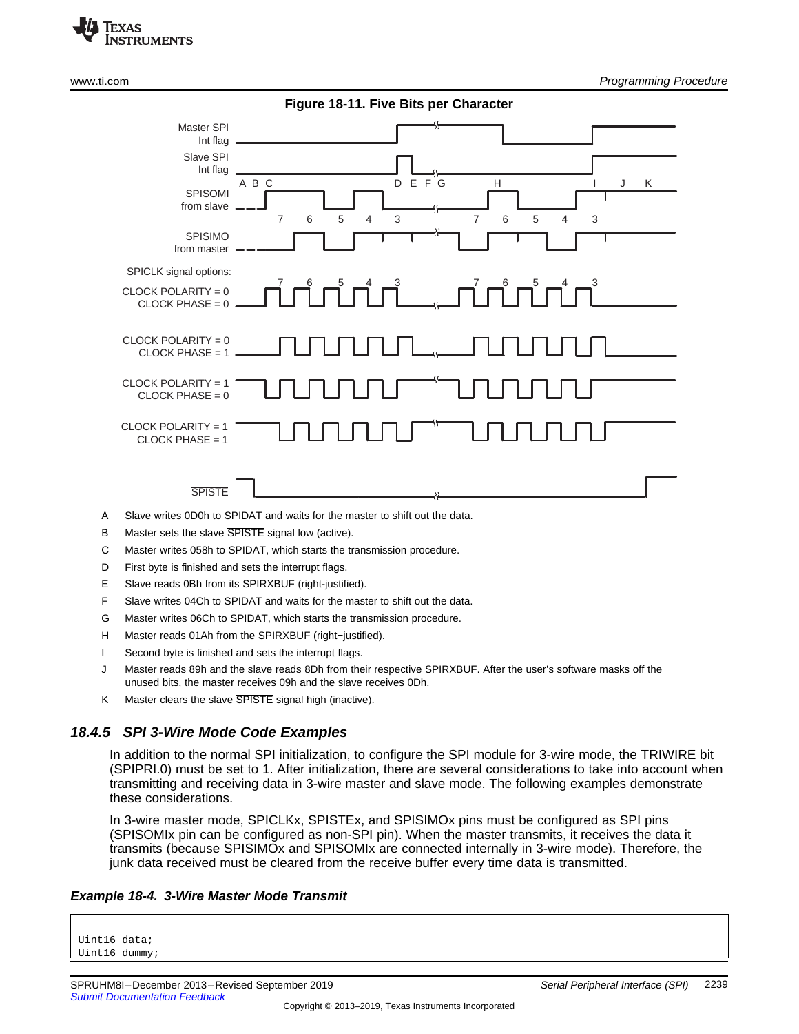**Figure 18-11. Five Bits per Character**

A Slave writes 0D0h to SPIDAT and waits for the master to shift out the data.

B Master sets the slave $\overline{\text{SPISTE}}$ signal low (active).

C Master writes 058h to SPIDAT, which starts the transmission procedure.

D First byte is finished and sets the interrupt flags.

E Slave reads 0Bh from its SPIRXBUF (right-justified).

F Slave writes 04Ch to SPIDAT and waits for the master to shift out the data.

G Master writes 06Ch to SPIDAT, which starts the transmission procedure.

H Master reads 01Ah from the SPIRXBUF (right−justified).

I Second byte is finished and sets the interrupt flags.

J Master reads 89h and the slave reads 8Dh from their respective SPIRXBUF. After the user's software masks off the unused bits, the master receives 09h and the slave receives 0Dh.

K Master clears the slave $\overline{\text{SPISTE}}$ signal high (inactive).

### 18.4.5 SPI 3-Wire Mode Code Examples

In addition to the normal SPI initialization, to configure the SPI module for 3-wire mode, the TRIWIRE bit (SPIPRI.0) must be set to 1. After initialization, there are several considerations to take into account when transmitting and receiving data in 3-wire master and slave mode. The following examples demonstrate these considerations.

In 3-wire master mode, SPICLKx, SPISTEx, and SPISIMOx pins must be configured as SPI pins (SPISOMIx pin can be configured as non-SPI pin). When the master transmits, it receives the data it transmits (because SPISIMOx and SPISOMIx are connected internally in 3-wire mode). Therefore, the junk data received must be cleared from the receive buffer every time data is transmitted.

**Example 18-4. 3-Wire Master Mode Transmit**

```
Uint16 data;
Uint16 dummy;
```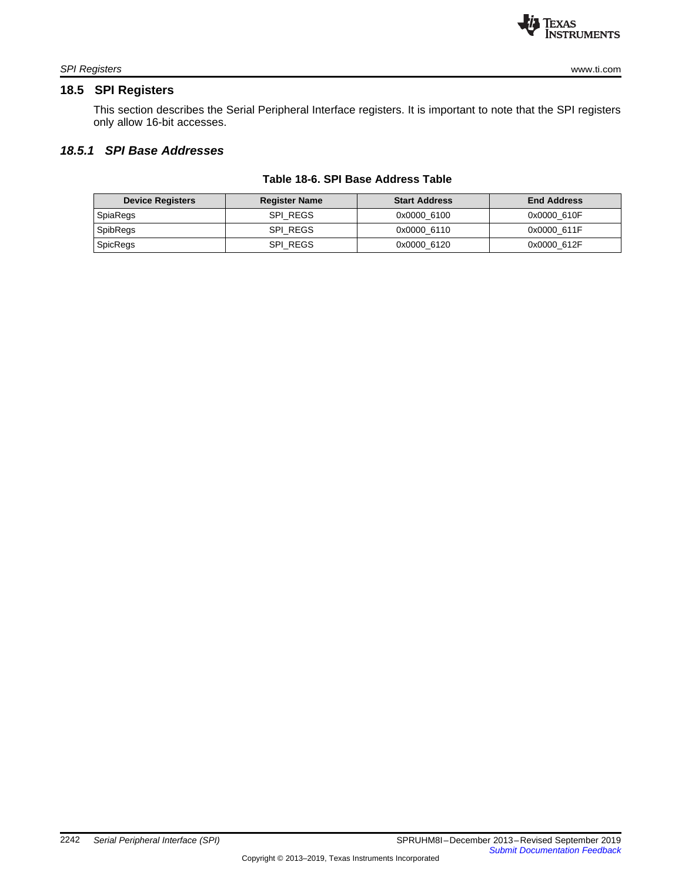## 18.5 SPI Registers

This section describes the Serial Peripheral Interface registers. It is important to note that the SPI registers only allow 16-bit accesses.

### *18.5.1 SPI Base Addresses*

**Table 18-6. SPI Base Address Table**

| Device Registers | Register Name | Start Address | End Address |
|---|---|---|---|
| SpiaRegs | SPI_REGS | 0x0000_6100 | 0x0000_610F |
| SpibRegs | SPI_REGS | 0x0000_6110 | 0x0000_611F |
| SpicRegs | SPI_REGS | 0x0000_6120 | 0x0000_612F |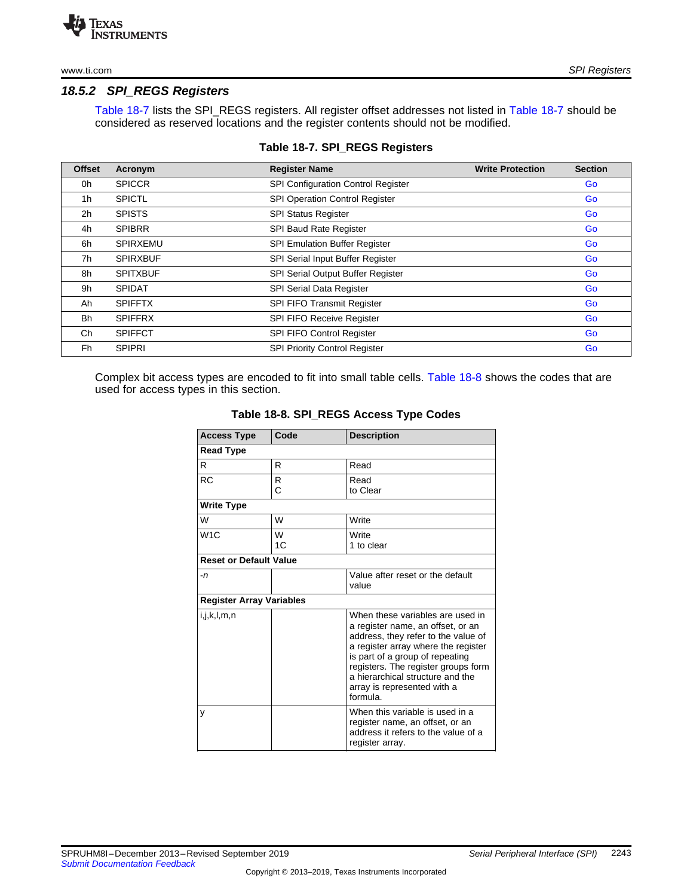### 18.5.2 SPI_REGS Registers

Table 18-7 lists the SPI_REGS registers. All register offset addresses not listed in Table 18-7 should be considered as reserved locations and the register contents should not be modified.

**Table 18-7. SPI_REGS Registers**

| Offset | Acronym | Register Name | Write Protection | Section |
|---|---|---|---|---|
| 0h | SPICCR | SPI Configuration Control Register | | Go |
| 1h | SPICTL | SPI Operation Control Register | | Go |
| 2h | SPISTS | SPI Status Register | | Go |
| 4h | SPIBRR | SPI Baud Rate Register | | Go |
| 6h | SPIRXEMU | SPI Emulation Buffer Register | | Go |
| 7h | SPIRXBUF | SPI Serial Input Buffer Register | | Go |
| 8h | SPITXBUF | SPI Serial Output Buffer Register | | Go |
| 9h | SPIDAT | SPI Serial Data Register | | Go |
| Ah | SPIFFTX | SPI FIFO Transmit Register | | Go |
| Bh | SPIFFRX | SPI FIFO Receive Register | | Go |
| Ch | SPIFFCT | SPI FIFO Control Register | | Go |
| Fh | SPIPRI | SPI Priority Control Register | | Go |

Complex bit access types are encoded to fit into small table cells. Table 18-8 shows the codes that are used for access types in this section.

**Table 18-8. SPI_REGS Access Type Codes**

| Access Type | Code | Description |
|---|---|---|
| **Read Type** | | |
| R | R | Read |
| RC | R C | Read to Clear |
| **Write Type** | | |
| W | W | Write |
| W1C | W 1C | Write 1 to clear |
| **Reset or Default Value** | | |
| *-n* | | Value after reset or the default value |
| **Register Array Variables** | | |
| i,j,k,l,m,n | | When these variables are used in a register name, an offset, or an address, they refer to the value of a register array where the register is part of a group of repeating registers. The register groups form a hierarchical structure and the array is represented with a formula. |
| y | | When this variable is used in a register name, an offset, or an address it refers to the value of a register array. |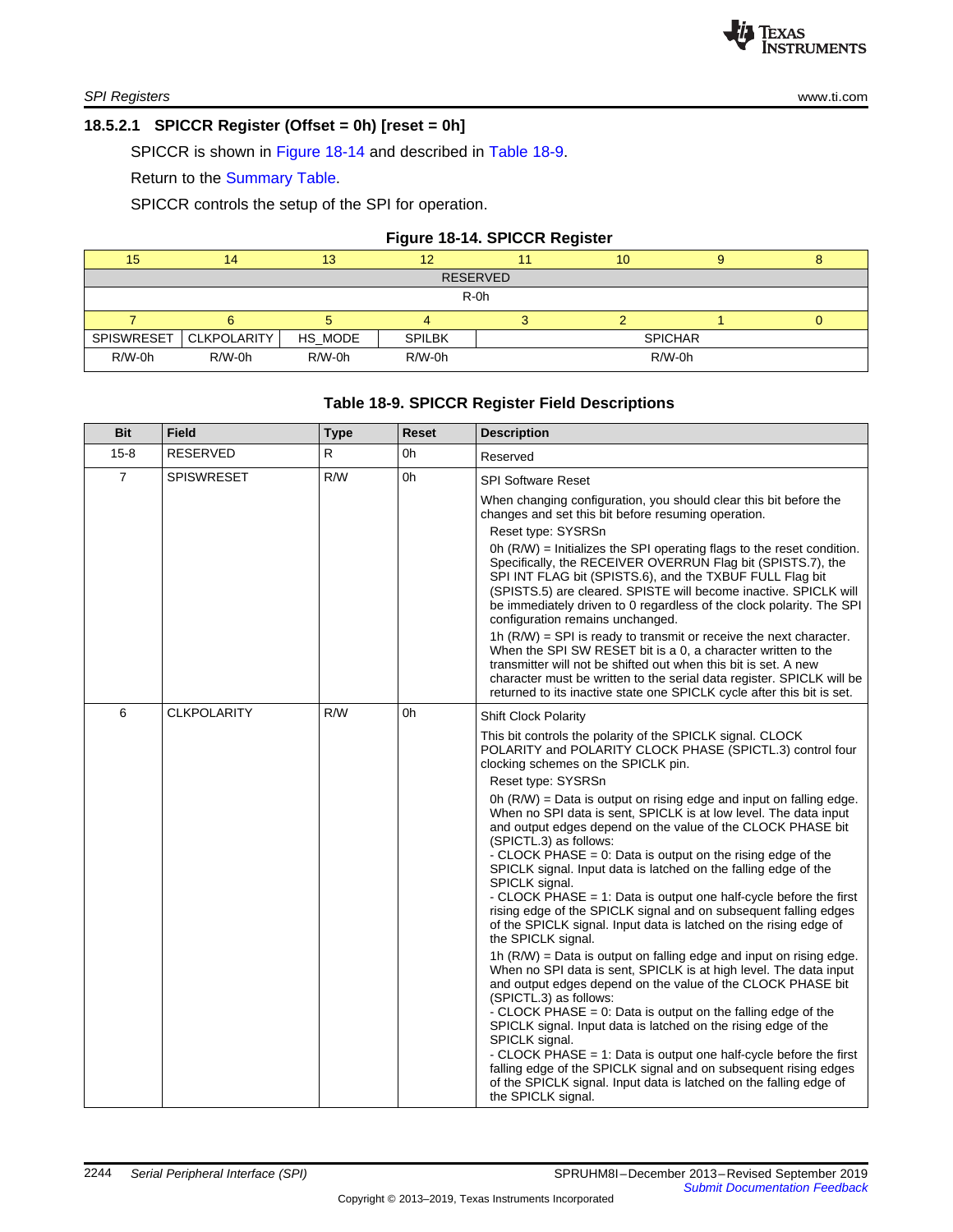### 18.5.2.1 SPICCR Register (Offset = 0h) [reset = 0h]

SPICCR is shown in Figure 18-14 and described in Table 18-9.

Return to the Summary Table.

SPICCR controls the setup of the SPI for operation.

**Figure 18-14. SPICCR Register**

| 15 | 14 | 13 | 12 | 11 | 10 | 9 | 8 |
|---|---|---|---|---|---|---|---|
| RESERVED | | | | | | | |
| R-0h | | | | | | | |

| 7 | 6 | 5 | 4 | 3 | 2 | 1 | 0 |
|---|---|---|---|---|---|---|---|
| SPISWRESET | CLKPOLARITY | HS_MODE | SPILBK | SPICHAR | | | |
| R/W-0h | R/W-0h | R/W-0h | R/W-0h | R/W-0h | | | |

**Table 18-9. SPICCR Register Field Descriptions**

| Bit | Field | Type | Reset | Description |
|---|---|---|---|---|
| 15-8 | RESERVED | R | 0h | Reserved |
| 7 | SPISWRESET | R/W | 0h | SPI Software Reset<br>When changing configuration, you should clear this bit before the changes and set this bit before resuming operation.<br>Reset type: SYSRSn<br>0h (R/W) = Initializes the SPI operating flags to the reset condition. Specifically, the RECEIVER OVERRUN Flag bit (SPISTS.7), the SPI INT FLAG bit (SPISTS.6), and the TXBUF FULL Flag bit (SPISTS.5) are cleared. SPISTE will become inactive. SPICLK will be immediately driven to 0 regardless of the clock polarity. The SPI configuration remains unchanged.<br>1h (R/W) = SPI is ready to transmit or receive the next character. When the SPI SW RESET bit is a 0, a character written to the transmitter will not be shifted out when this bit is set. A new character must be written to the serial data register. SPICLK will be returned to its inactive state one SPICLK cycle after this bit is set. |
| 6 | CLKPOLARITY | R/W | 0h | Shift Clock Polarity<br>This bit controls the polarity of the SPICLK signal. CLOCK POLARITY and POLARITY CLOCK PHASE (SPICTL.3) control four clocking schemes on the SPICLK pin.<br>Reset type: SYSRSn<br>0h (R/W) = Data is output on rising edge and input on falling edge. When no SPI data is sent, SPICLK is at low level. The data input and output edges depend on the value of the CLOCK PHASE bit (SPICTL.3) as follows:<br>- CLOCK PHASE = 0: Data is output on the rising edge of the SPICLK signal. Input data is latched on the falling edge of the SPICLK signal.<br>- CLOCK PHASE = 1: Data is output one half-cycle before the first rising edge of the SPICLK signal and on subsequent falling edges of the SPICLK signal. Input data is latched on the rising edge of the SPICLK signal.<br>1h (R/W) = Data is output on falling edge and input on rising edge. When no SPI data is sent, SPICLK is at high level. The data input and output edges depend on the value of the CLOCK PHASE bit (SPICTL.3) as follows:<br>- CLOCK PHASE = 0: Data is output on the falling edge of the SPICLK signal. Input data is latched on the rising edge of the SPICLK signal.<br>- CLOCK PHASE = 1: Data is output one half-cycle before the first falling edge of the SPICLK signal and on subsequent rising edges of the SPICLK signal. Input data is latched on the falling edge of the SPICLK signal. |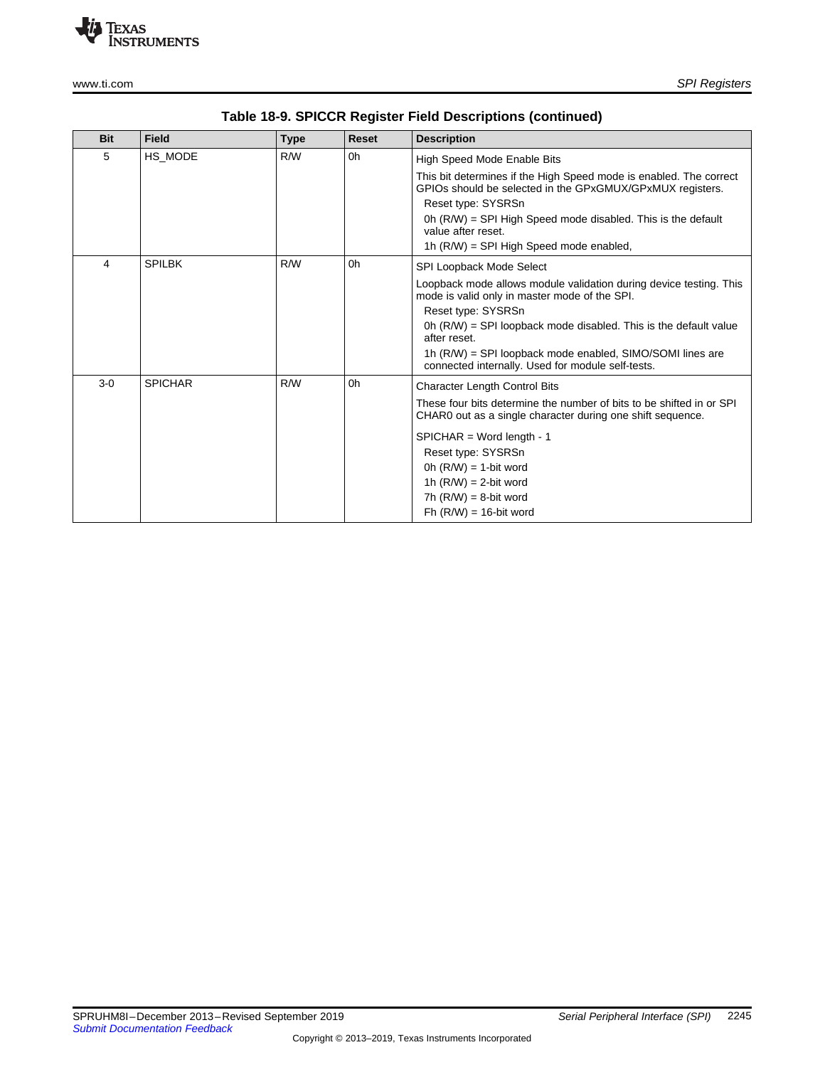**Table 18-9. SPICCR Register Field Descriptions (continued)**

| Bit | Field | Type | Reset | Description |
|---|---|---|---|---|
| 5 | HS_MODE | R/W | 0h | High Speed Mode Enable Bits<br><br>This bit determines if the High Speed mode is enabled. The correct GPIOs should be selected in the GPxGMUX/GPxMUX registers.<br>Reset type: SYSRSn<br>0h (R/W) = SPI High Speed mode disabled. This is the default value after reset.<br>1h (R/W) = SPI High Speed mode enabled, |
| 4 | SPILBK | R/W | 0h | SPI Loopback Mode Select<br><br>Loopback mode allows module validation during device testing. This mode is valid only in master mode of the SPI.<br>Reset type: SYSRSn<br>0h (R/W) = SPI loopback mode disabled. This is the default value after reset.<br>1h (R/W) = SPI loopback mode enabled, SIMO/SOMI lines are connected internally. Used for module self-tests. |
| 3-0 | SPICHAR | R/W | 0h | Character Length Control Bits<br><br>These four bits determine the number of bits to be shifted in or SPI CHAR0 out as a single character during one shift sequence.<br><br>SPICHAR = Word length - 1<br>Reset type: SYSRSn<br>0h (R/W) = 1-bit word<br>1h (R/W) = 2-bit word<br>7h (R/W) = 8-bit word<br>Fh (R/W) = 16-bit word |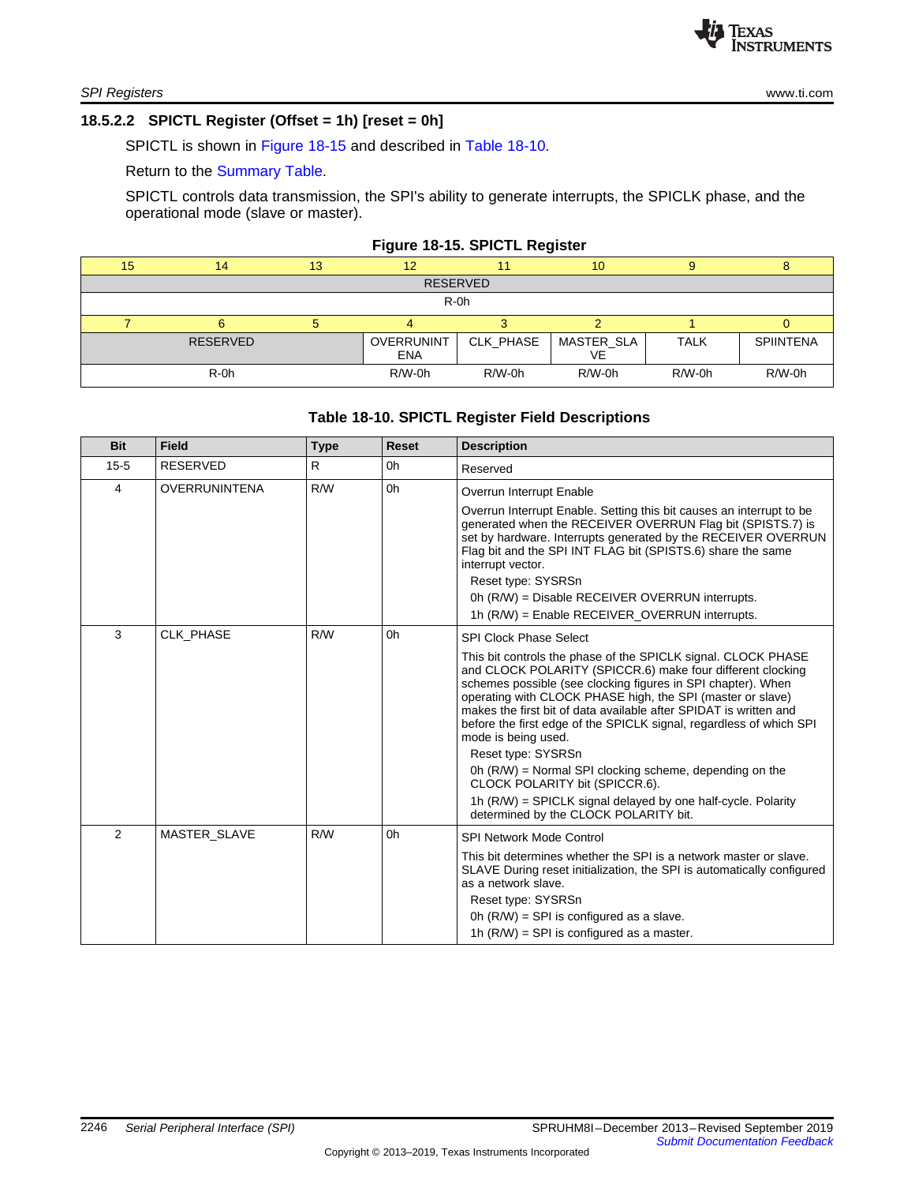### 18.5.2.2 SPICTL Register (Offset = 1h) [reset = 0h]

SPICTL is shown in Figure 18-15 and described in Table 18-10.

Return to the Summary Table.

SPICTL controls data transmission, the SPI's ability to generate interrupts, the SPICLK phase, and the operational mode (slave or master).

**Figure 18-15. SPICTL Register**

| 15 | 14 | 13 | 12 | 11 | 10 | 9 | 8 |
|---|---|---|---|---|---|---|---|
| RESERVED | | | | | | | |
| R-0h | | | | | | | |
| **7** | **6** | **5** | **4** | **3** | **2** | **1** | **0** |
| RESERVED | | | OVERRUNINTENA | CLK_PHASE | MASTER_SLAVE | TALK | SPIINTENA |
| R-0h | | | R/W-0h | R/W-0h | R/W-0h | R/W-0h | R/W-0h |

**Table 18-10. SPICTL Register Field Descriptions**

| Bit | Field | Type | Reset | Description |
|---|---|---|---|---|
| 15-5 | RESERVED | R | 0h | Reserved |
| 4 | OVERRUNINTENA | R/W | 0h | Overrun Interrupt Enable<br><br>Overrun Interrupt Enable. Setting this bit causes an interrupt to be generated when the RECEIVER OVERRUN Flag bit (SPISTS.7) is set by hardware. Interrupts generated by the RECEIVER OVERRUN Flag bit and the SPI INT FLAG bit (SPISTS.6) share the same interrupt vector.<br>Reset type: SYSRSn<br>0h (R/W) = Disable RECEIVER OVERRUN interrupts.<br>1h (R/W) = Enable RECEIVER_OVERRUN interrupts. |
| 3 | CLK_PHASE | R/W | 0h | SPI Clock Phase Select<br><br>This bit controls the phase of the SPICLK signal. CLOCK PHASE and CLOCK POLARITY (SPICCR.6) make four different clocking schemes possible (see clocking figures in SPI chapter). When operating with CLOCK PHASE high, the SPI (master or slave) makes the first bit of data available after SPIDAT is written and before the first edge of the SPICLK signal, regardless of which SPI mode is being used.<br>Reset type: SYSRSn<br>0h (R/W) = Normal SPI clocking scheme, depending on the CLOCK POLARITY bit (SPICCR.6).<br>1h (R/W) = SPICLK signal delayed by one half-cycle. Polarity determined by the CLOCK POLARITY bit. |
| 2 | MASTER_SLAVE | R/W | 0h | SPI Network Mode Control<br><br>This bit determines whether the SPI is a network master or slave. SLAVE During reset initialization, the SPI is automatically configured as a network slave.<br>Reset type: SYSRSn<br>0h (R/W) = SPI is configured as a slave.<br>1h (R/W) = SPI is configured as a master. |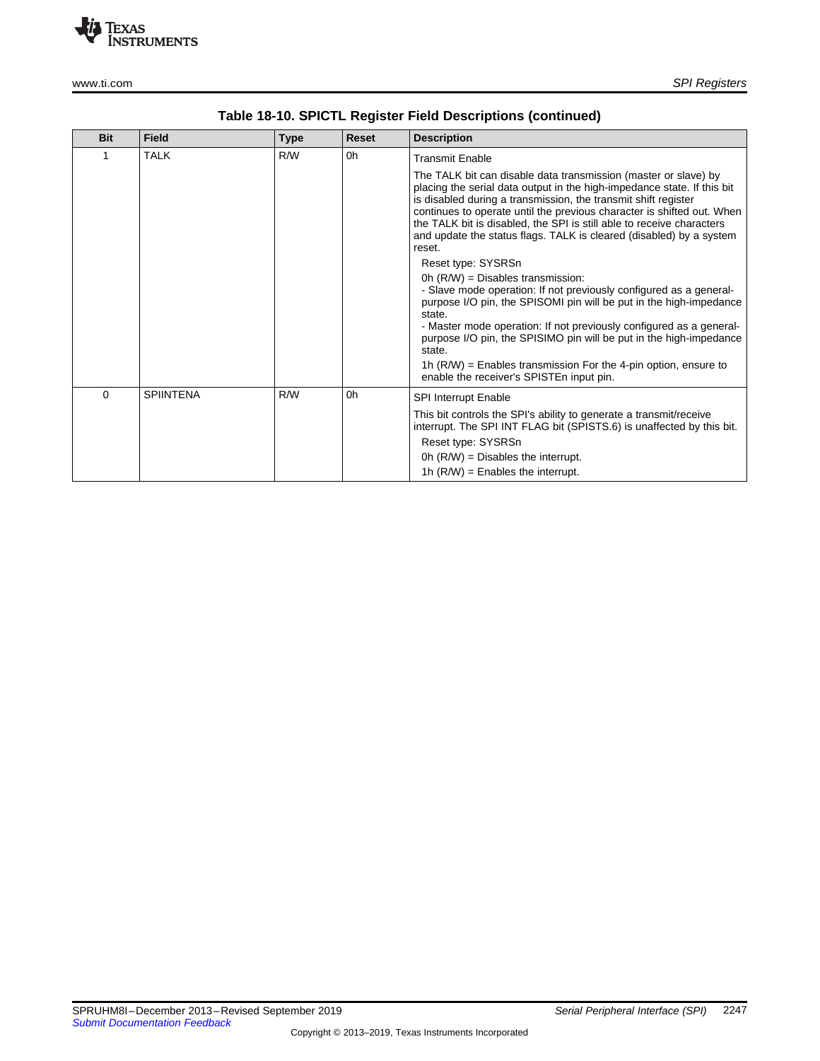**Table 18-10. SPICTL Register Field Descriptions (continued)**

| Bit | Field | Type | Reset | Description |
|---|---|---|---|---|
| 1 | TALK | R/W | 0h | Transmit Enable<br><br>The TALK bit can disable data transmission (master or slave) by placing the serial data output in the high-impedance state. If this bit is disabled during a transmission, the transmit shift register continues to operate until the previous character is shifted out. When the TALK bit is disabled, the SPI is still able to receive characters and update the status flags. TALK is cleared (disabled) by a system reset.<br><br>Reset type: SYSRSn<br><br>0h (R/W) = Disables transmission:<br>- Slave mode operation: If not previously configured as a general-purpose I/O pin, the SPISOMI pin will be put in the high-impedance state.<br>- Master mode operation: If not previously configured as a general-purpose I/O pin, the SPISIMO pin will be put in the high-impedance state.<br><br>1h (R/W) = Enables transmission For the 4-pin option, ensure to enable the receiver's SPISTEn input pin. |
| 0 | SPIINTENA | R/W | 0h | SPI Interrupt Enable<br><br>This bit controls the SPI's ability to generate a transmit/receive interrupt. The SPI INT FLAG bit (SPISTS.6) is unaffected by this bit.<br><br>Reset type: SYSRSn<br><br>0h (R/W) = Disables the interrupt.<br><br>1h (R/W) = Enables the interrupt. |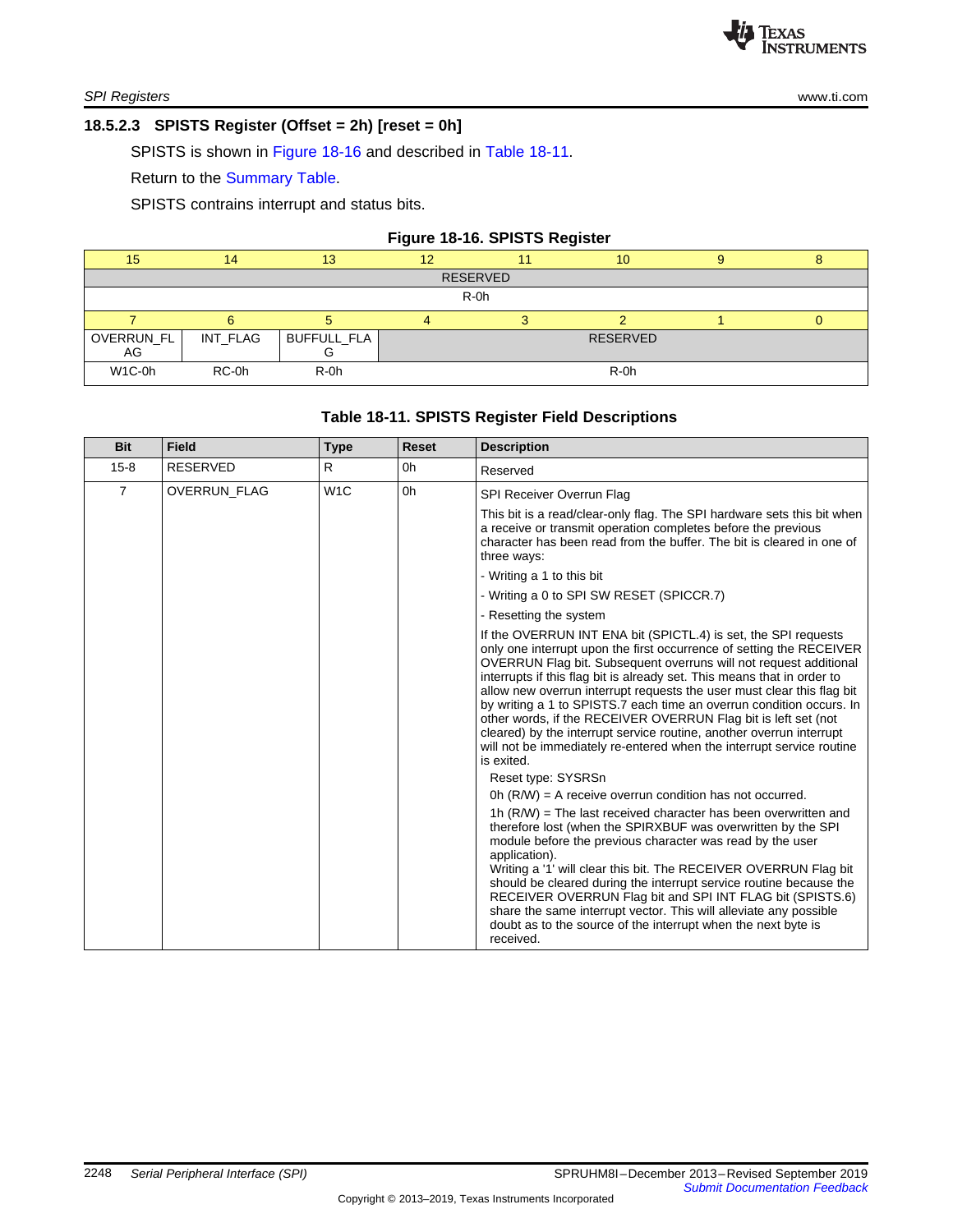### 18.5.2.3 SPISTS Register (Offset = 2h) [reset = 0h]

SPISTS is shown in Figure 18-16 and described in Table 18-11.

Return to the Summary Table.

SPISTS contrains interrupt and status bits.

**Figure 18-16. SPISTS Register**

| 15 | 14 | 13 | 12 | 11 | 10 | 9 | 8 |
|---|---|---|---|---|---|---|---|
| RESERVED | | | | | | | |
| R-0h | | | | | | | |
| **7** | **6** | **5** | **4** | **3** | **2** | **1** | **0** |
| OVERRUN_FLAG | INT_FLAG | BUFFULL_FLAG | RESERVED | | | | |
| W1C-0h | RC-0h | R-0h | R-0h | | | | |

**Table 18-11. SPISTS Register Field Descriptions**

| Bit | Field | Type | Reset | Description |
|---|---|---|---|---|
| 15-8 | RESERVED | R | 0h | Reserved |
| 7 | OVERRUN_FLAG | W1C | 0h | SPI Receiver Overrun Flag<br><br>This bit is a read/clear-only flag. The SPI hardware sets this bit when a receive or transmit operation completes before the previous character has been read from the buffer. The bit is cleared in one of three ways:<br><br>- Writing a 1 to this bit<br><br>- Writing a 0 to SPI SW RESET (SPICCR.7)<br><br>- Resetting the system<br><br>If the OVERRUN INT ENA bit (SPICTL.4) is set, the SPI requests only one interrupt upon the first occurrence of setting the RECEIVER OVERRUN Flag bit. Subsequent overruns will not request additional interrupts if this flag bit is already set. This means that in order to allow new overrun interrupt requests the user must clear this flag bit by writing a 1 to SPISTS.7 each time an overrun condition occurs. In other words, if the RECEIVER OVERRUN Flag bit is left set (not cleared) by the interrupt service routine, another overrun interrupt will not be immediately re-entered when the interrupt service routine is exited.<br><br>Reset type: SYSRSn<br><br>0h (R/W) = A receive overrun condition has not occurred.<br><br>1h (R/W) = The last received character has been overwritten and therefore lost (when the SPIRXBUF was overwritten by the SPI module before the previous character was read by the user application).<br>Writing a '1' will clear this bit. The RECEIVER OVERRUN Flag bit should be cleared during the interrupt service routine because the RECEIVER OVERRUN Flag bit and SPI INT FLAG bit (SPISTS.6) share the same interrupt vector. This will alleviate any possible doubt as to the source of the interrupt when the next byte is received. |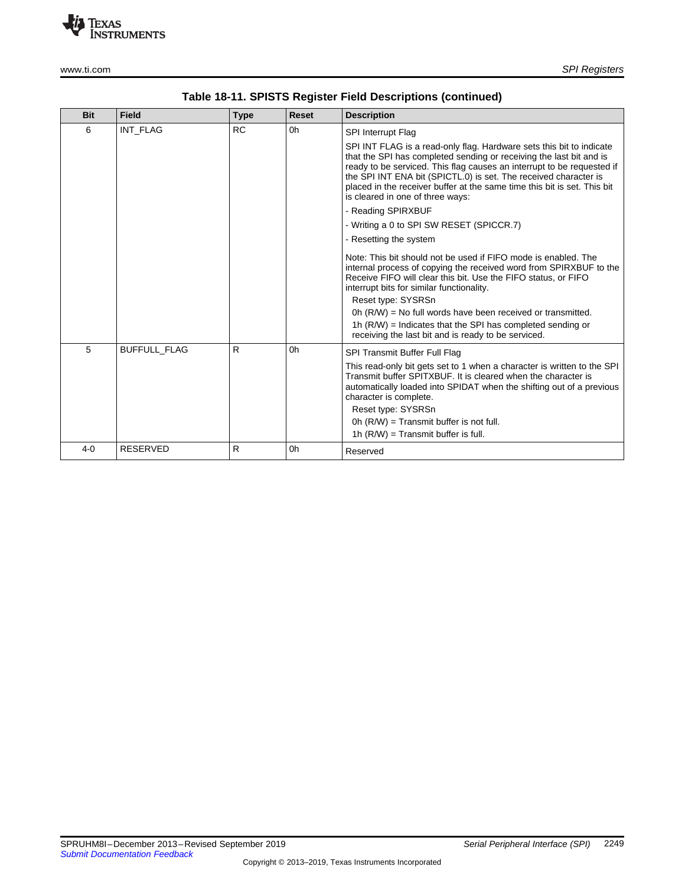**Table 18-11. SPISTS Register Field Descriptions (continued)**

| Bit | Field | Type | Reset | Description |
|---|---|---|---|---|
| 6 | INT_FLAG | RC | 0h | SPI Interrupt Flag<br><br>SPI INT FLAG is a read-only flag. Hardware sets this bit to indicate that the SPI has completed sending or receiving the last bit and is ready to be serviced. This flag causes an interrupt to be requested if the SPI INT ENA bit (SPICTL.0) is set. The received character is placed in the receiver buffer at the same time this bit is set. This bit is cleared in one of three ways:<br><br>- Reading SPIRXBUF<br>- Writing a 0 to SPI SW RESET (SPICCR.7)<br>- Resetting the system<br><br>Note: This bit should not be used if FIFO mode is enabled. The internal process of copying the received word from SPIRXBUF to the Receive FIFO will clear this bit. Use the FIFO status, or FIFO interrupt bits for similar functionality.<br>Reset type: SYSRSn<br>0h (R/W) = No full words have been received or transmitted.<br>1h (R/W) = Indicates that the SPI has completed sending or receiving the last bit and is ready to be serviced. |
| 5 | BUFFULL_FLAG | R | 0h | SPI Transmit Buffer Full Flag<br><br>This read-only bit gets set to 1 when a character is written to the SPI Transmit buffer SPITXBUF. It is cleared when the character is automatically loaded into SPIDAT when the shifting out of a previous character is complete.<br>Reset type: SYSRSn<br>0h (R/W) = Transmit buffer is not full.<br>1h (R/W) = Transmit buffer is full. |
| 4-0 | RESERVED | R | 0h | Reserved |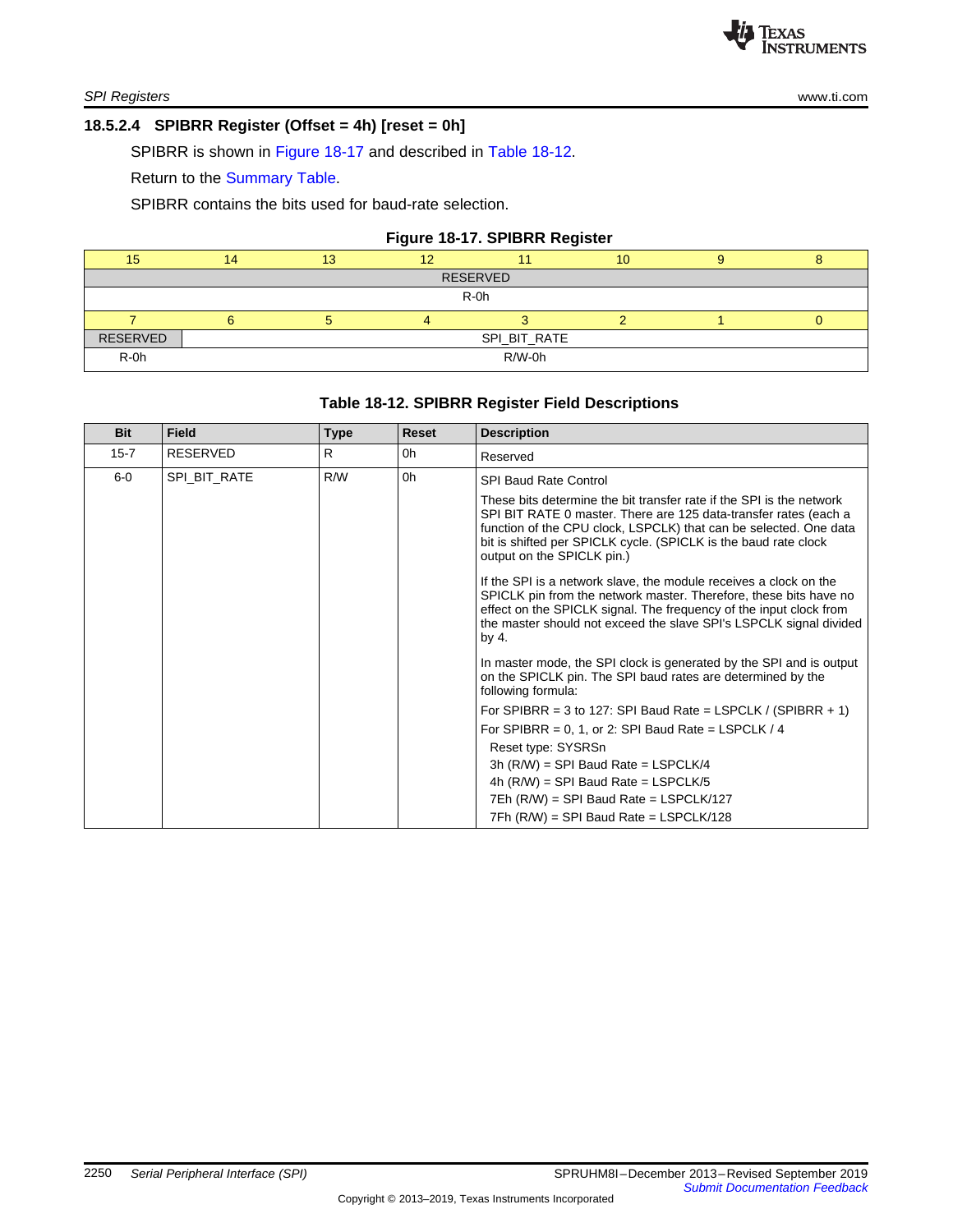### 18.5.2.4 SPIBRR Register (Offset = 4h) [reset = 0h]

SPIBRR is shown in Figure 18-17 and described in Table 18-12.

Return to the Summary Table.

SPIBRR contains the bits used for baud-rate selection.

**Figure 18-17. SPIBRR Register**

| 15 | 14 | 13 | 12 | 11 | 10 | 9 | 8 |
|---|---|---|---|---|---|---|---|
| RESERVED | | | | | | | |
| R-0h | | | | | | | |
| **7** | **6** | **5** | **4** | **3** | **2** | **1** | **0** |
| RESERVED | SPI_BIT_RATE | | | | | | |
| R-0h | R/W-0h | | | | | | |

**Table 18-12. SPIBRR Register Field Descriptions**

| Bit | Field | Type | Reset | Description |
|---|---|---|---|---|
| 15-7 | RESERVED | R | 0h | Reserved |
| 6-0 | SPI_BIT_RATE | R/W | 0h | SPI Baud Rate Control<br><br>These bits determine the bit transfer rate if the SPI is the network SPI BIT RATE 0 master. There are 125 data-transfer rates (each a function of the CPU clock, LSPCLK) that can be selected. One data bit is shifted per SPICLK cycle. (SPICLK is the baud rate clock output on the SPICLK pin.)<br><br>If the SPI is a network slave, the module receives a clock on the SPICLK pin from the network master. Therefore, these bits have no effect on the SPICLK signal. The frequency of the input clock from the master should not exceed the slave SPI's LSPCLK signal divided by 4.<br><br>In master mode, the SPI clock is generated by the SPI and is output on the SPICLK pin. The SPI baud rates are determined by the following formula:<br><br>For SPIBRR = 3 to 127: SPI Baud Rate = LSPCLK / (SPIBRR + 1)<br><br>For SPIBRR = 0, 1, or 2: SPI Baud Rate = LSPCLK / 4<br><br>Reset type: SYSRSn<br>3h (R/W) = SPI Baud Rate = LSPCLK/4<br>4h (R/W) = SPI Baud Rate = LSPCLK/5<br>7Eh (R/W) = SPI Baud Rate = LSPCLK/127<br>7Fh (R/W) = SPI Baud Rate = LSPCLK/128 |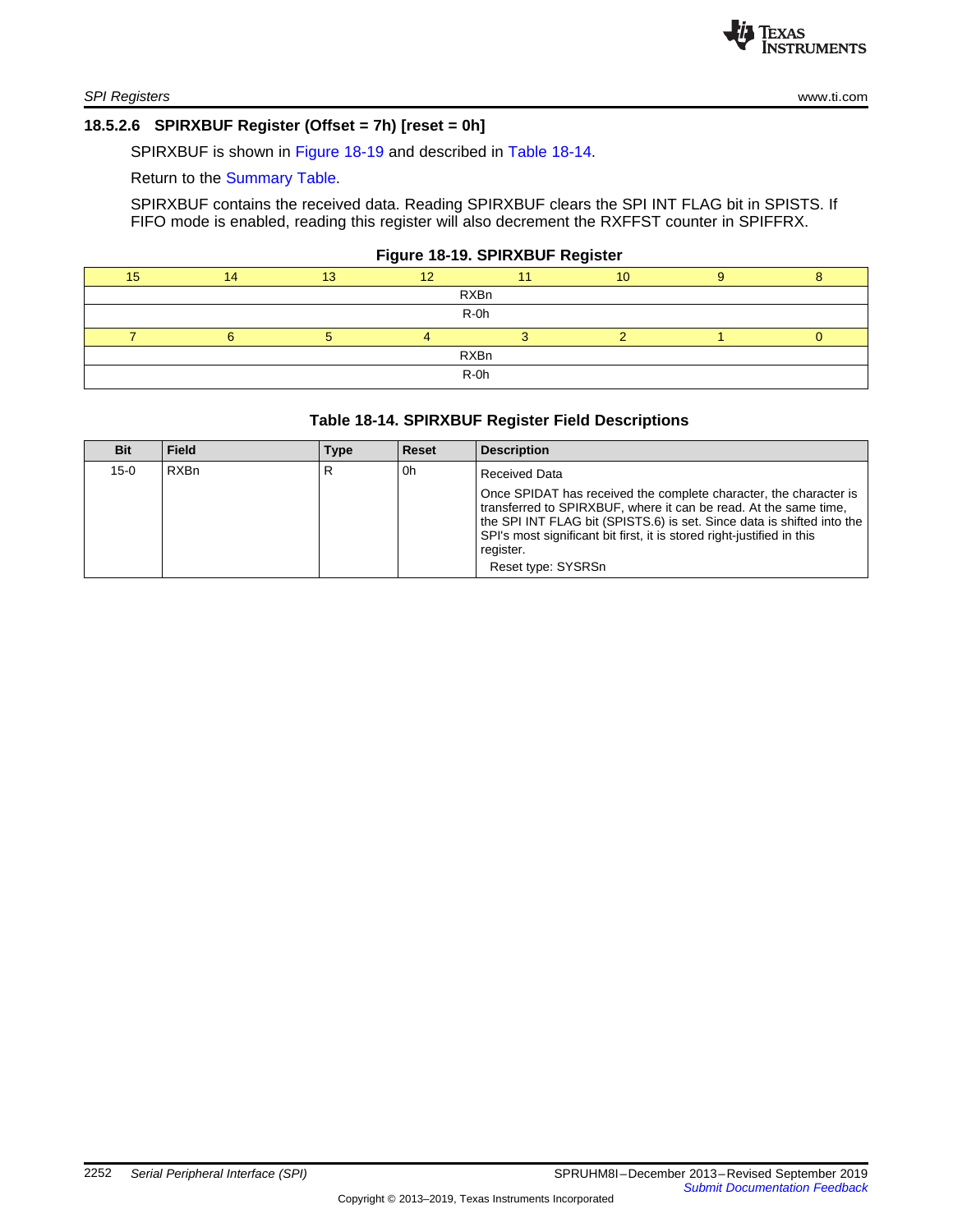### 18.5.2.6 SPIRXBUF Register (Offset = 7h) [reset = 0h]

SPIRXBUF is shown in Figure 18-19 and described in Table 18-14.

Return to the Summary Table.

SPIRXBUF contains the received data. Reading SPIRXBUF clears the SPI INT FLAG bit in SPISTS. If FIFO mode is enabled, reading this register will also decrement the RXFFST counter in SPIFFRX.

**Figure 18-19. SPIRXBUF Register**

| 15 | 14 | 13 | 12 | 11 | 10 | 9 | 8 |
|---|---|---|---|---|---|---|---|
| RXBn | | | | | | | |
| R-0h | | | | | | | |
| **7** | **6** | **5** | **4** | **3** | **2** | **1** | **0** |
| RXBn | | | | | | | |
| R-0h | | | | | | | |

**Table 18-14. SPIRXBUF Register Field Descriptions**

| Bit | Field | Type | Reset | Description |
|---|---|---|---|---|
| 15-0 | RXBn | R | 0h | Received Data<br><br>Once SPIDAT has received the complete character, the character is transferred to SPIRXBUF, where it can be read. At the same time, the SPI INT FLAG bit (SPISTS.6) is set. Since data is shifted into the SPI's most significant bit first, it is stored right-justified in this register.<br>Reset type: SYSRSn |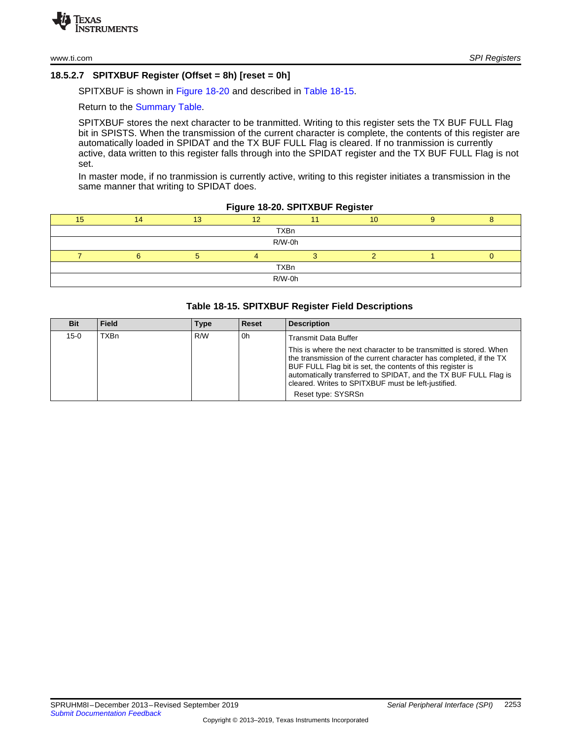### 18.5.2.7 SPITXBUF Register (Offset = 8h) [reset = 0h]

SPITXBUF is shown in Figure 18-20 and described in Table 18-15.

Return to the Summary Table.

SPITXBUF stores the next character to be tranmitted. Writing to this register sets the TX BUF FULL Flag bit in SPISTS. When the transmission of the current character is complete, the contents of this register are automatically loaded in SPIDAT and the TX BUF FULL Flag is cleared. If no tranmission is currently active, data written to this register falls through into the SPIDAT register and the TX BUF FULL Flag is not set.

In master mode, if no tranmission is currently active, writing to this register initiates a transmission in the same manner that writing to SPIDAT does.

**Figure 18-20. SPITXBUF Register**

| 15 | 14 | 13 | 12 | 11 | 10 | 9 | 8 |
|---|---|---|---|---|---|---|---|
| TXBn | | | | | | | |
| R/W-0h | | | | | | | |
| **7** | **6** | **5** | **4** | **3** | **2** | **1** | **0** |
| TXBn | | | | | | | |
| R/W-0h | | | | | | | |

**Table 18-15. SPITXBUF Register Field Descriptions**

| Bit | Field | Type | Reset | Description |
|---|---|---|---|---|
| 15-0 | TXBn | R/W | 0h | Transmit Data Buffer<br>This is where the next character to be transmitted is stored. When the transmission of the current character has completed, if the TX BUF FULL Flag bit is set, the contents of this register is automatically transferred to SPIDAT, and the TX BUF FULL Flag is cleared. Writes to SPITXBUF must be left-justified.<br>Reset type: SYSRSn |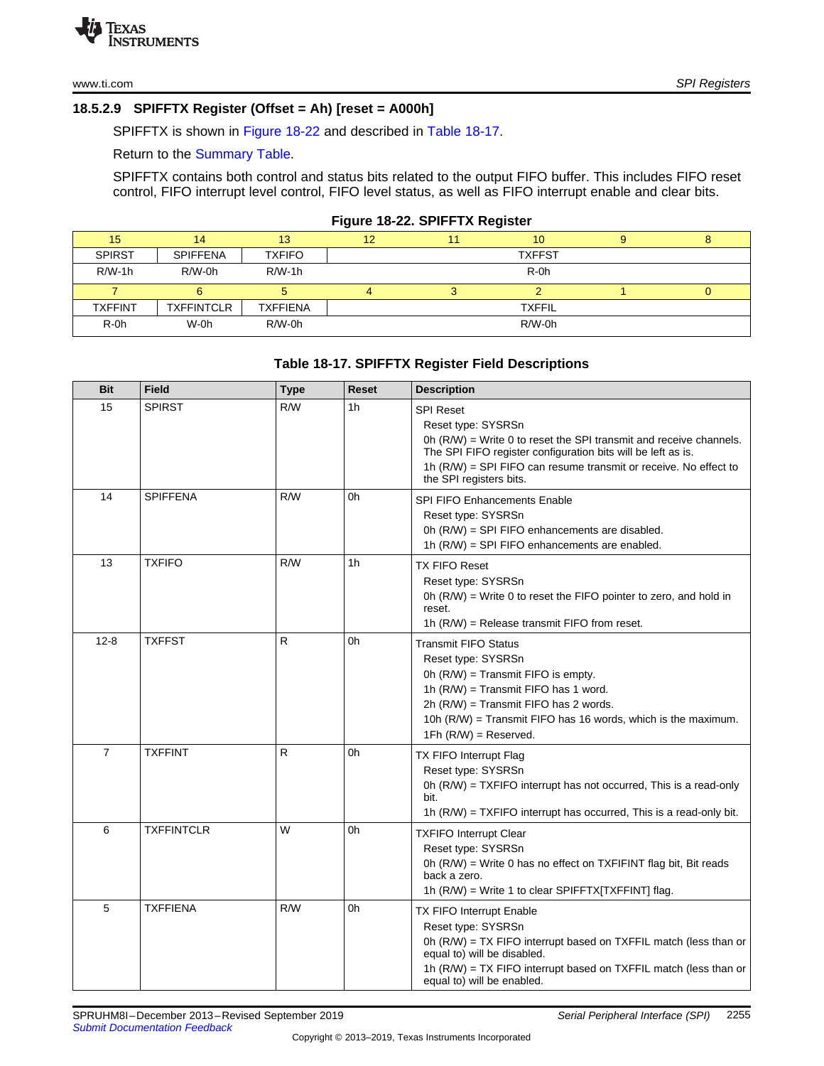### 18.5.2.9 SPIFFTX Register (Offset = Ah) [reset = A000h]

SPIFFTX is shown in Figure 18-22 and described in Table 18-17.

Return to the Summary Table.

SPIFFTX contains both control and status bits related to the output FIFO buffer. This includes FIFO reset control, FIFO interrupt level control, FIFO level status, as well as FIFO interrupt enable and clear bits.

**Figure 18-22. SPIFFTX Register**

| 15 | 14 | 13 | 12 | 11 | 10 | 9 | 8 |
|---|---|---|---|---|---|---|---|
| SPIRST | SPIFFENA | TXFIFO | TXFFST | | | | |
| R/W-1h | R/W-0h | R/W-1h | R-0h | | | | |
| **7** | **6** | **5** | **4** | **3** | **2** | **1** | **0** |
| TXFFINT | TXFFINTCLR | TXFFIENA | TXFFIL | | | | |
| R-0h | W-0h | R/W-0h | R/W-0h | | | | |

**Table 18-17. SPIFFTX Register Field Descriptions**

| Bit | Field | Type | Reset | Description |
|---|---|---|---|---|
| 15 | SPIRST | R/W | 1h | SPI Reset<br>Reset type: SYSRSn<br>0h (R/W) = Write 0 to reset the SPI transmit and receive channels. The SPI FIFO register configuration bits will be left as is.<br>1h (R/W) = SPI FIFO can resume transmit or receive. No effect to the SPI registers bits. |
| 14 | SPIFFENA | R/W | 0h | SPI FIFO Enhancements Enable<br>Reset type: SYSRSn<br>0h (R/W) = SPI FIFO enhancements are disabled.<br>1h (R/W) = SPI FIFO enhancements are enabled. |
| 13 | TXFIFO | R/W | 1h | TX FIFO Reset<br>Reset type: SYSRSn<br>0h (R/W) = Write 0 to reset the FIFO pointer to zero, and hold in reset.<br>1h (R/W) = Release transmit FIFO from reset. |
| 12-8 | TXFFST | R | 0h | Transmit FIFO Status<br>Reset type: SYSRSn<br>0h (R/W) = Transmit FIFO is empty.<br>1h (R/W) = Transmit FIFO has 1 word.<br>2h (R/W) = Transmit FIFO has 2 words.<br>10h (R/W) = Transmit FIFO has 16 words, which is the maximum.<br>1Fh (R/W) = Reserved. |
| 7 | TXFFINT | R | 0h | TX FIFO Interrupt Flag<br>Reset type: SYSRSn<br>0h (R/W) = TXFIFO interrupt has not occurred, This is a read-only bit.<br>1h (R/W) = TXFIFO interrupt has occurred, This is a read-only bit. |
| 6 | TXFFINTCLR | W | 0h | TXFIFO Interrupt Clear<br>Reset type: SYSRSn<br>0h (R/W) = Write 0 has no effect on TXFIFINT flag bit, Bit reads back a zero.<br>1h (R/W) = Write 1 to clear SPIFFTX[TXFFINT] flag. |
| 5 | TXFFIENA | R/W | 0h | TX FIFO Interrupt Enable<br>Reset type: SYSRSn<br>0h (R/W) = TX FIFO interrupt based on TXFFIL match (less than or equal to) will be disabled.<br>1h (R/W) = TX FIFO interrupt based on TXFFIL match (less than or equal to) will be enabled. |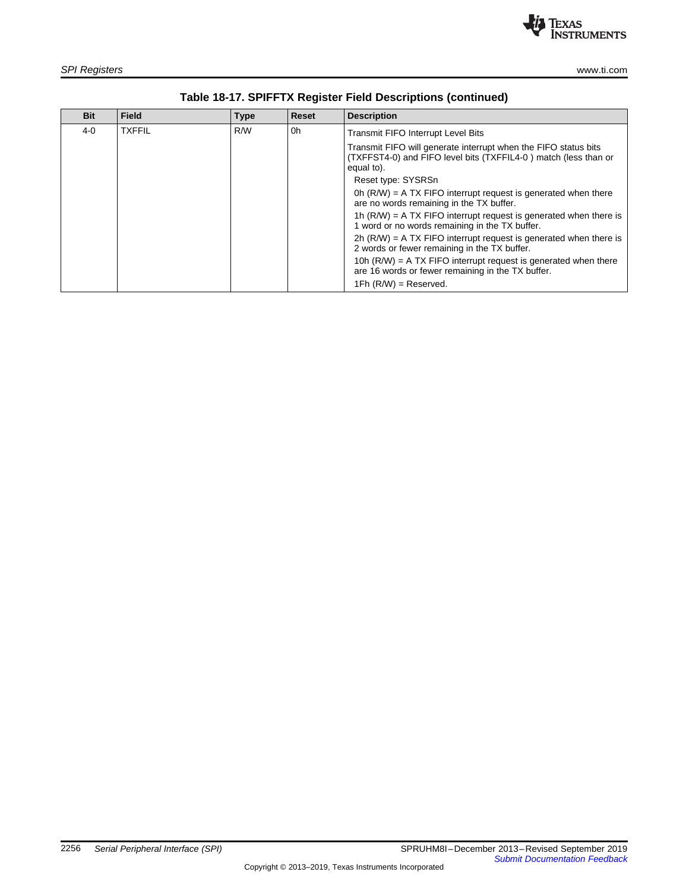### Table 18-17. SPIFFTX Register Field Descriptions (continued)

| Bit | Field | Type | Reset | Description |
|---|---|---|---|---|
| 4-0 | TXFFIL | R/W | 0h | Transmit FIFO Interrupt Level Bits<br><br>Transmit FIFO will generate interrupt when the FIFO status bits (TXFFST4-0) and FIFO level bits (TXFFIL4-0 ) match (less than or equal to).<br><br>Reset type: SYSRSn<br><br>0h (R/W) = A TX FIFO interrupt request is generated when there are no words remaining in the TX buffer.<br><br>1h (R/W) = A TX FIFO interrupt request is generated when there is 1 word or no words remaining in the TX buffer.<br><br>2h (R/W) = A TX FIFO interrupt request is generated when there is 2 words or fewer remaining in the TX buffer.<br><br>10h (R/W) = A TX FIFO interrupt request is generated when there are 16 words or fewer remaining in the TX buffer.<br><br>1Fh (R/W) = Reserved. |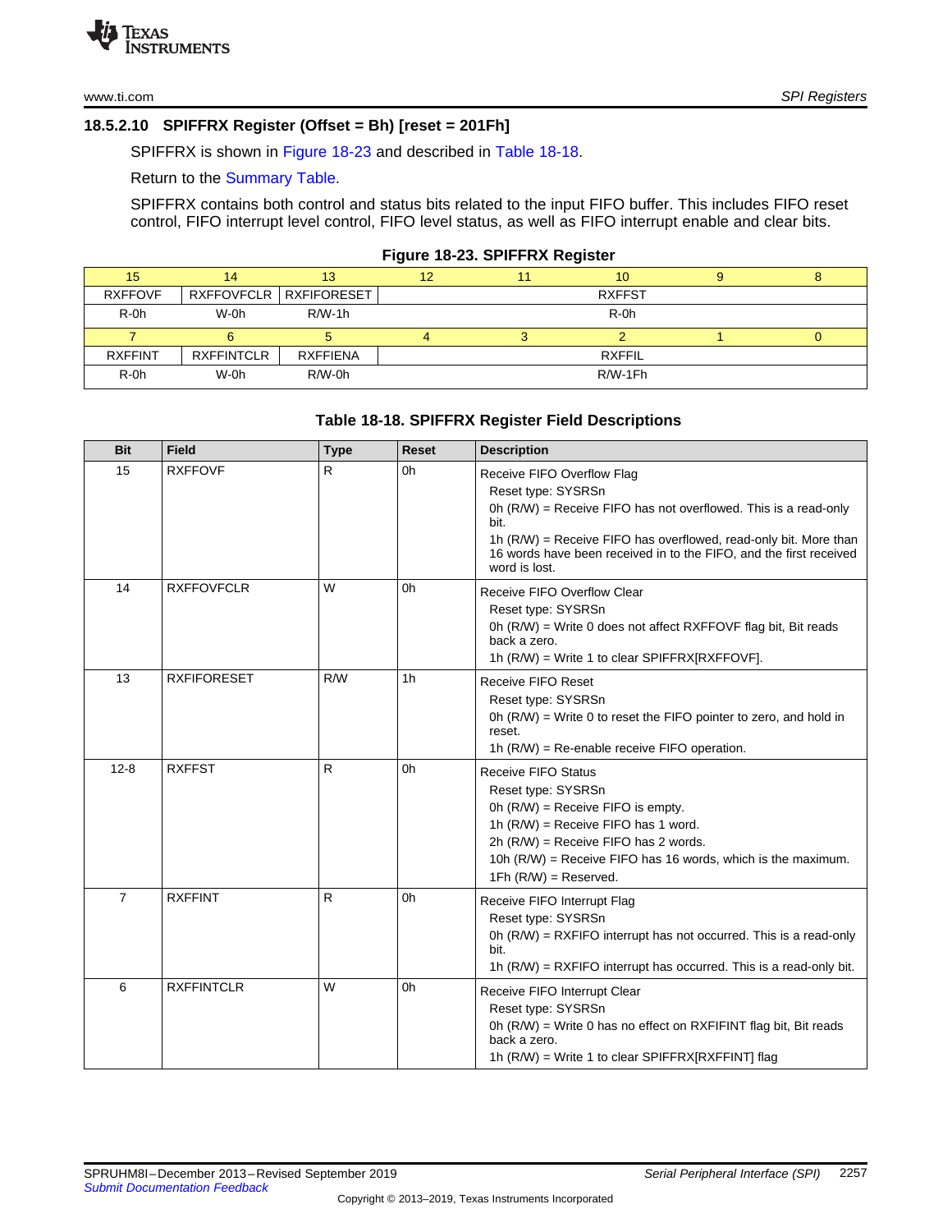### 18.5.2.10 SPIFFRX Register (Offset = Bh) [reset = 201Fh]

SPIFFRX is shown in Figure 18-23 and described in Table 18-18.

Return to the Summary Table.

SPIFFRX contains both control and status bits related to the input FIFO buffer. This includes FIFO reset control, FIFO interrupt level control, FIFO level status, as well as FIFO interrupt enable and clear bits.

**Figure 18-23. SPIFFRX Register**

| 15 | 14 | 13 | 12 | 11 | 10 | 9 | 8 |
|---|---|---|---|---|---|---|---|
| RXFFOVF | RXFFOVFCLR | RXFIFORESET | RXFFST | | | | |
| R-0h | W-0h | R/W-1h | R-0h | | | | |
| **7** | **6** | **5** | **4** | **3** | **2** | **1** | **0** |
| RXFFINT | RXFFINTCLR | RXFFIENA | RXFFIL | | | | |
| R-0h | W-0h | R/W-0h | R/W-1Fh | | | | |

**Table 18-18. SPIFFRX Register Field Descriptions**

| Bit | Field | Type | Reset | Description |
|---|---|---|---|---|
| 15 | RXFFOVF | R | 0h | Receive FIFO Overflow Flag<br>Reset type: SYSRSn<br>0h (R/W) = Receive FIFO has not overflowed. This is a read-only bit.<br>1h (R/W) = Receive FIFO has overflowed, read-only bit. More than 16 words have been received in to the FIFO, and the first received word is lost. |
| 14 | RXFFOVFCLR | W | 0h | Receive FIFO Overflow Clear<br>Reset type: SYSRSn<br>0h (R/W) = Write 0 does not affect RXFFOVF flag bit, Bit reads back a zero.<br>1h (R/W) = Write 1 to clear SPIFFRX[RXFFOVF]. |
| 13 | RXFIFORESET | R/W | 1h | Receive FIFO Reset<br>Reset type: SYSRSn<br>0h (R/W) = Write 0 to reset the FIFO pointer to zero, and hold in reset.<br>1h (R/W) = Re-enable receive FIFO operation. |
| 12-8 | RXFFST | R | 0h | Receive FIFO Status<br>Reset type: SYSRSn<br>0h (R/W) = Receive FIFO is empty.<br>1h (R/W) = Receive FIFO has 1 word.<br>2h (R/W) = Receive FIFO has 2 words.<br>10h (R/W) = Receive FIFO has 16 words, which is the maximum.<br>1Fh (R/W) = Reserved. |
| 7 | RXFFINT | R | 0h | Receive FIFO Interrupt Flag<br>Reset type: SYSRSn<br>0h (R/W) = RXFIFO interrupt has not occurred. This is a read-only bit.<br>1h (R/W) = RXFIFO interrupt has occurred. This is a read-only bit. |
| 6 | RXFFINTCLR | W | 0h | Receive FIFO Interrupt Clear<br>Reset type: SYSRSn<br>0h (R/W) = Write 0 has no effect on RXFIFINT flag bit, Bit reads back a zero.<br>1h (R/W) = Write 1 to clear SPIFFRX[RXFFINT] flag |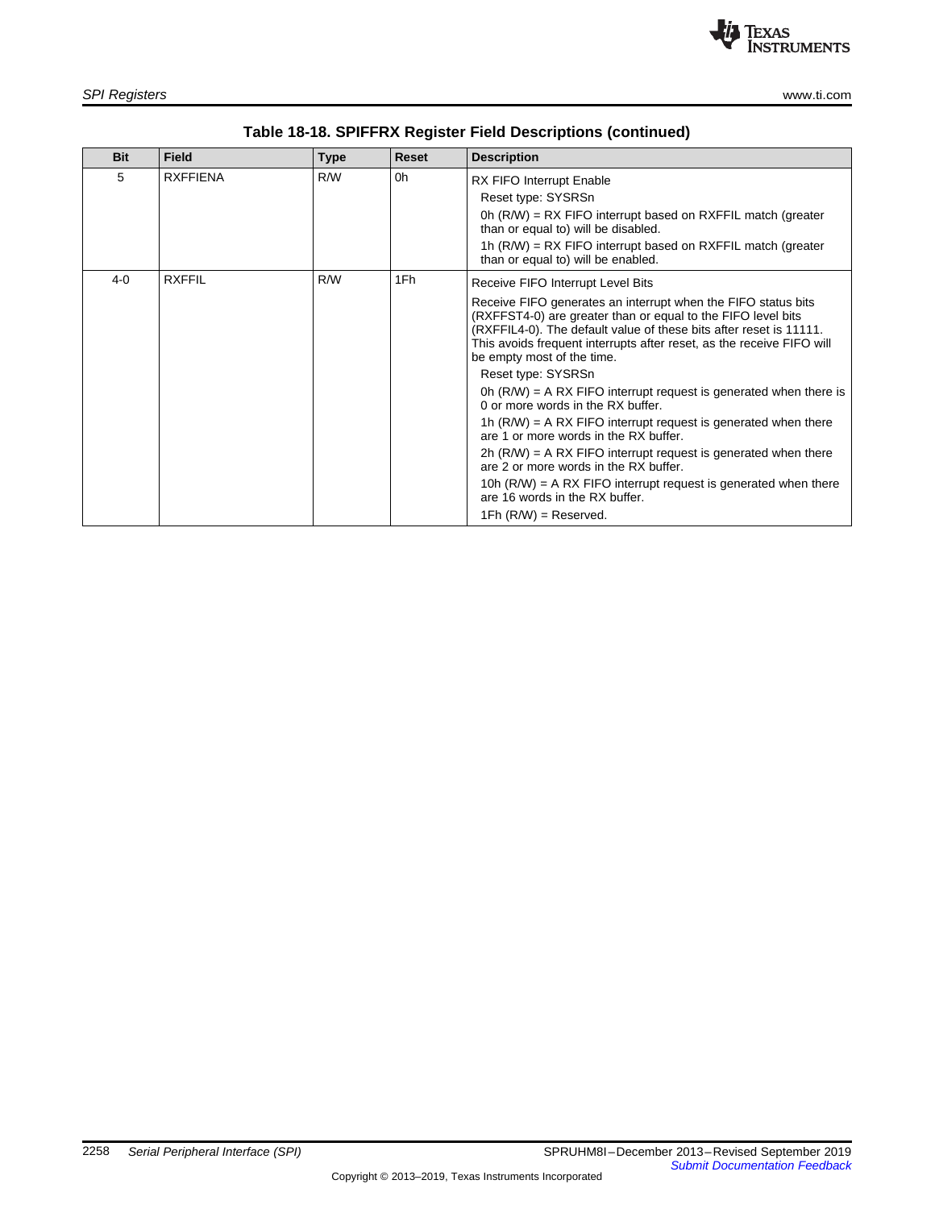**Table 18-18. SPIFFRX Register Field Descriptions (continued)**

| Bit | Field | Type | Reset | Description |
|---|---|---|---|---|
| 5 | RXFFIENA | R/W | 0h | RX FIFO Interrupt Enable<br>Reset type: SYSRSn<br>0h (R/W) = RX FIFO interrupt based on RXFFIL match (greater than or equal to) will be disabled.<br>1h (R/W) = RX FIFO interrupt based on RXFFIL match (greater than or equal to) will be enabled. |
| 4-0 | RXFFIL | R/W | 1Fh | Receive FIFO Interrupt Level Bits<br>Receive FIFO generates an interrupt when the FIFO status bits (RXFFST4-0) are greater than or equal to the FIFO level bits (RXFFIL4-0). The default value of these bits after reset is 11111. This avoids frequent interrupts after reset, as the receive FIFO will be empty most of the time.<br>Reset type: SYSRSn<br>0h (R/W) = A RX FIFO interrupt request is generated when there is 0 or more words in the RX buffer.<br>1h (R/W) = A RX FIFO interrupt request is generated when there are 1 or more words in the RX buffer.<br>2h (R/W) = A RX FIFO interrupt request is generated when there are 2 or more words in the RX buffer.<br>10h (R/W) = A RX FIFO interrupt request is generated when there are 16 words in the RX buffer.<br>1Fh (R/W) = Reserved. |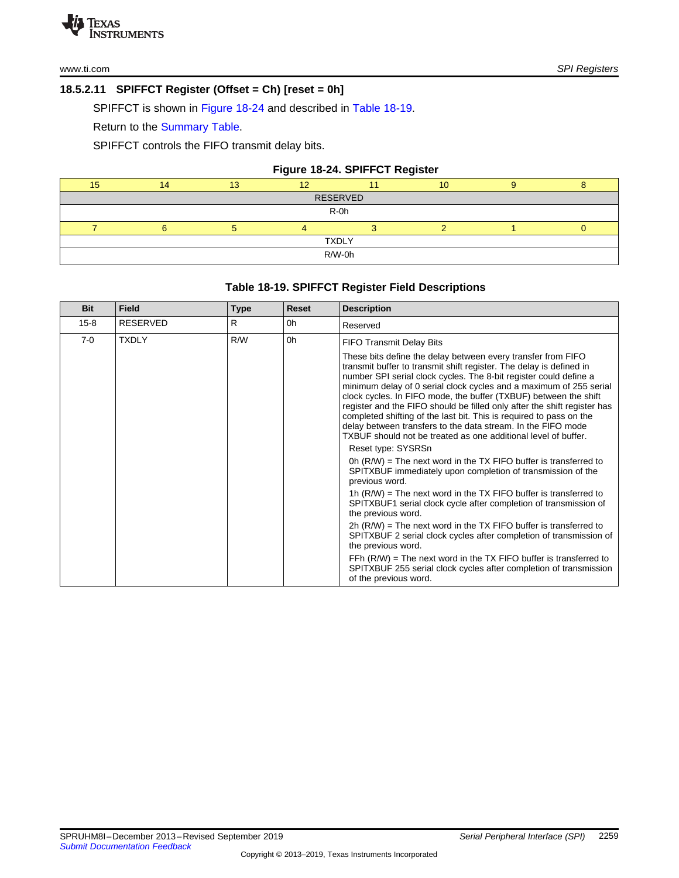### 18.5.2.11 SPIFFCT Register (Offset = Ch) [reset = 0h]

SPIFFCT is shown in Figure 18-24 and described in Table 18-19.

Return to the Summary Table.

SPIFFCT controls the FIFO transmit delay bits.

**Figure 18-24. SPIFFCT Register**

| 15 | 14 | 13 | 12 | 11 | 10 | 9 | 8 |
|---|---|---|---|---|---|---|---|
| RESERVED | | | | | | | |
| R-0h | | | | | | | |
| **7** | **6** | **5** | **4** | **3** | **2** | **1** | **0** |
| TXDLY | | | | | | | |
| R/W-0h | | | | | | | |

**Table 18-19. SPIFFCT Register Field Descriptions**

| Bit | Field | Type | Reset | Description |
|---|---|---|---|---|
| 15-8 | RESERVED | R | 0h | Reserved |
| 7-0 | TXDLY | R/W | 0h | FIFO Transmit Delay Bits<br>These bits define the delay between every transfer from FIFO transmit buffer to transmit shift register. The delay is defined in number SPI serial clock cycles. The 8-bit register could define a minimum delay of 0 serial clock cycles and a maximum of 255 serial clock cycles. In FIFO mode, the buffer (TXBUF) between the shift register and the FIFO should be filled only after the shift register has completed shifting of the last bit. This is required to pass on the delay between transfers to the data stream. In the FIFO mode TXBUF should not be treated as one additional level of buffer.<br>Reset type: SYSRSn<br>0h (R/W) = The next word in the TX FIFO buffer is transferred to SPITXBUF immediately upon completion of transmission of the previous word.<br>1h (R/W) = The next word in the TX FIFO buffer is transferred to SPITXBUF1 serial clock cycle after completion of transmission of the previous word.<br>2h (R/W) = The next word in the TX FIFO buffer is transferred to SPITXBUF 2 serial clock cycles after completion of transmission of the previous word.<br>FFh (R/W) = The next word in the TX FIFO buffer is transferred to SPITXBUF 255 serial clock cycles after completion of transmission of the previous word. |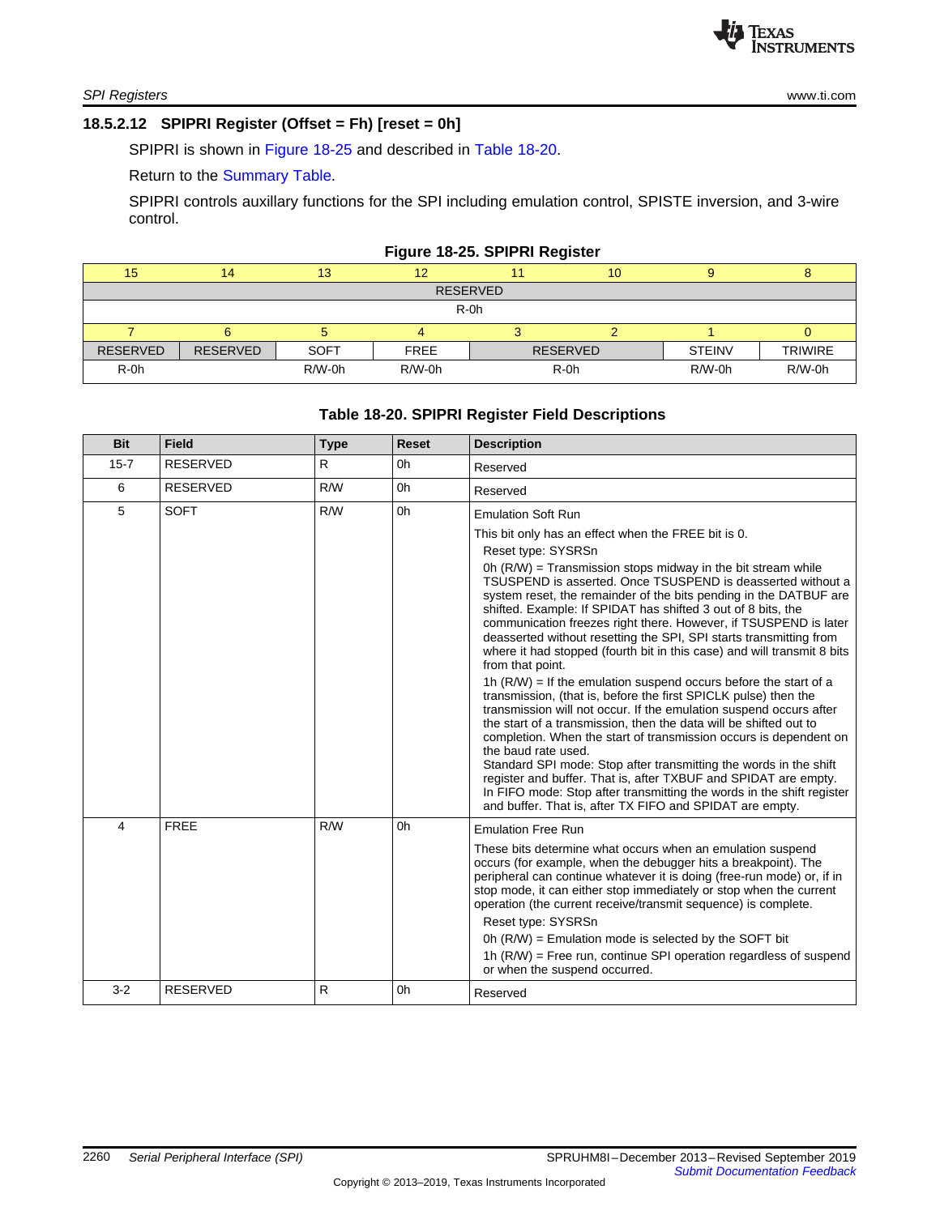### 18.5.2.12 SPIPRI Register (Offset = Fh) [reset = 0h]

SPIPRI is shown in Figure 18-25 and described in Table 18-20.

Return to the Summary Table.

SPIPRI controls auxillary functions for the SPI including emulation control, SPISTE inversion, and 3-wire control.

**Figure 18-25. SPIPRI Register**

| 15 | 14 | 13 | 12 | 11 | 10 | 9 | 8 |
|---|---|---|---|---|---|---|---|
| RESERVED | | | | | | | |
| R-0h | | | | | | | |

| 7 | 6 | 5 | 4 | 3 | 2 | 1 | 0 |
|---|---|---|---|---|---|---|---|
| RESERVED | RESERVED | SOFT | FREE | RESERVED | | STEINV | TRIWIRE |
| R-0h | | R/W-0h | R/W-0h | R-0h | | R/W-0h | R/W-0h |

**Table 18-20. SPIPRI Register Field Descriptions**

| Bit | Field | Type | Reset | Description |
|---|---|---|---|---|
| 15-7 | RESERVED | R | 0h | Reserved |
| 6 | RESERVED | R/W | 0h | Reserved |
| 5 | SOFT | R/W | 0h | Emulation Soft Run<br>This bit only has an effect when the FREE bit is 0.<br>Reset type: SYSRSn<br>0h (R/W) = Transmission stops midway in the bit stream while TSUSPEND is asserted. Once TSUSPEND is deasserted without a system reset, the remainder of the bits pending in the DATBUF are shifted. Example: If SPIDAT has shifted 3 out of 8 bits, the communication freezes right there. However, if TSUSPEND is later deasserted without resetting the SPI, SPI starts transmitting from where it had stopped (fourth bit in this case) and will transmit 8 bits from that point.<br>1h (R/W) = If the emulation suspend occurs before the start of a transmission, (that is, before the first SPICLK pulse) then the transmission will not occur. If the emulation suspend occurs after the start of a transmission, then the data will be shifted out to completion. When the start of transmission occurs is dependent on the baud rate used.<br>Standard SPI mode: Stop after transmitting the words in the shift register and buffer. That is, after TXBUF and SPIDAT are empty.<br>In FIFO mode: Stop after transmitting the words in the shift register and buffer. That is, after TX FIFO and SPIDAT are empty. |
| 4 | FREE | R/W | 0h | Emulation Free Run<br>These bits determine what occurs when an emulation suspend occurs (for example, when the debugger hits a breakpoint). The peripheral can continue whatever it is doing (free-run mode) or, if in stop mode, it can either stop immediately or stop when the current operation (the current receive/transmit sequence) is complete.<br>Reset type: SYSRSn<br>0h (R/W) = Emulation mode is selected by the SOFT bit<br>1h (R/W) = Free run, continue SPI operation regardless of suspend or when the suspend occurred. |
| 3-2 | RESERVED | R | 0h | Reserved |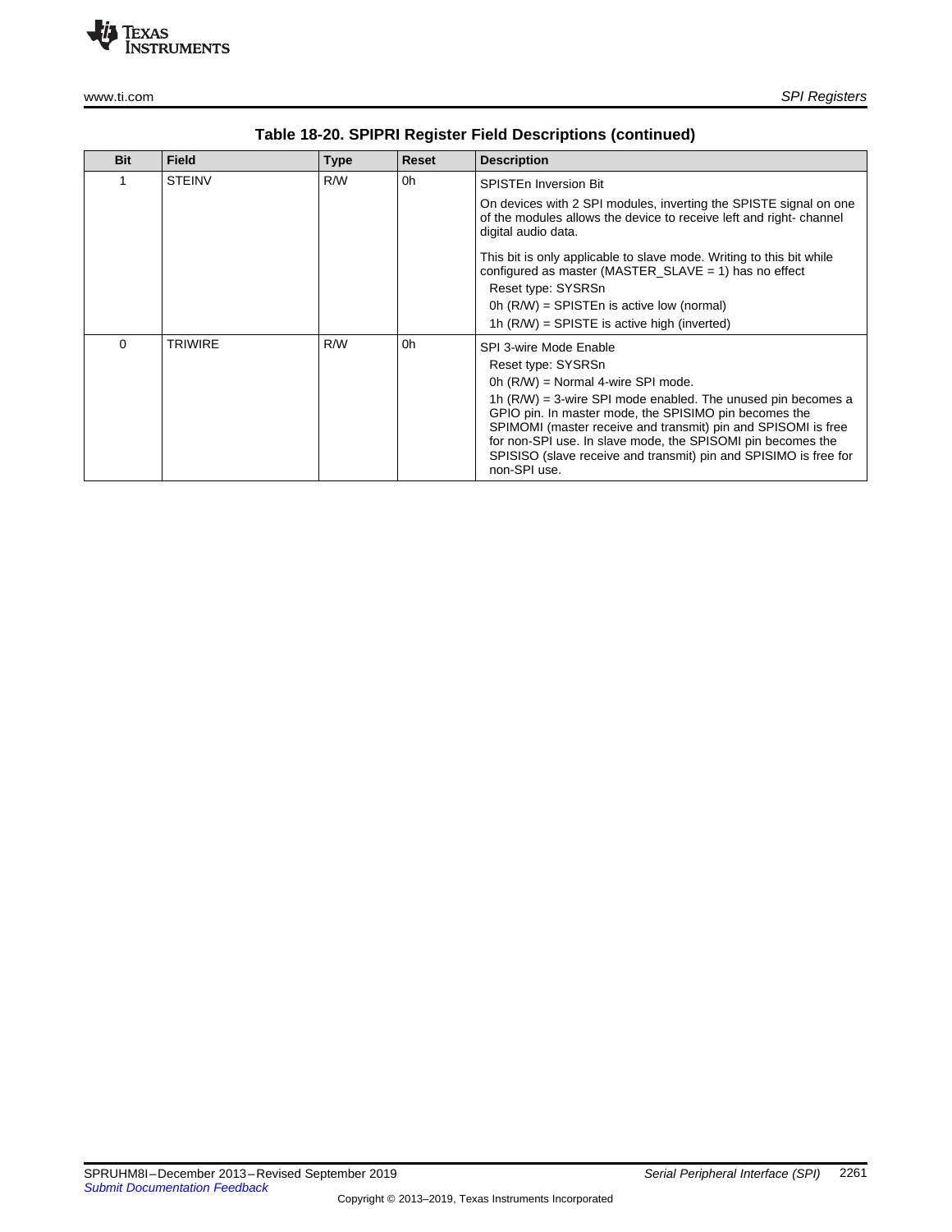**Table 18-20. SPIPRI Register Field Descriptions (continued)**

| Bit | Field | Type | Reset | Description |
|---|---|---|---|---|
| 1 | STEINV | R/W | 0h | SPISTEn Inversion Bit<br><br>On devices with 2 SPI modules, inverting the SPISTE signal on one of the modules allows the device to receive left and right- channel digital audio data.<br><br>This bit is only applicable to slave mode. Writing to this bit while configured as master (MASTER_SLAVE = 1) has no effect<br>Reset type: SYSRSn<br>0h (R/W) = SPISTEn is active low (normal)<br>1h (R/W) = SPISTE is active high (inverted) |
| 0 | TRIWIRE | R/W | 0h | SPI 3-wire Mode Enable<br>Reset type: SYSRSn<br>0h (R/W) = Normal 4-wire SPI mode.<br>1h (R/W) = 3-wire SPI mode enabled. The unused pin becomes a GPIO pin. In master mode, the SPISIMO pin becomes the SPIMOMI (master receive and transmit) pin and SPISOMI is free for non-SPI use. In slave mode, the SPISOMI pin becomes the SPISISO (slave receive and transmit) pin and SPISIMO is free for non-SPI use. |